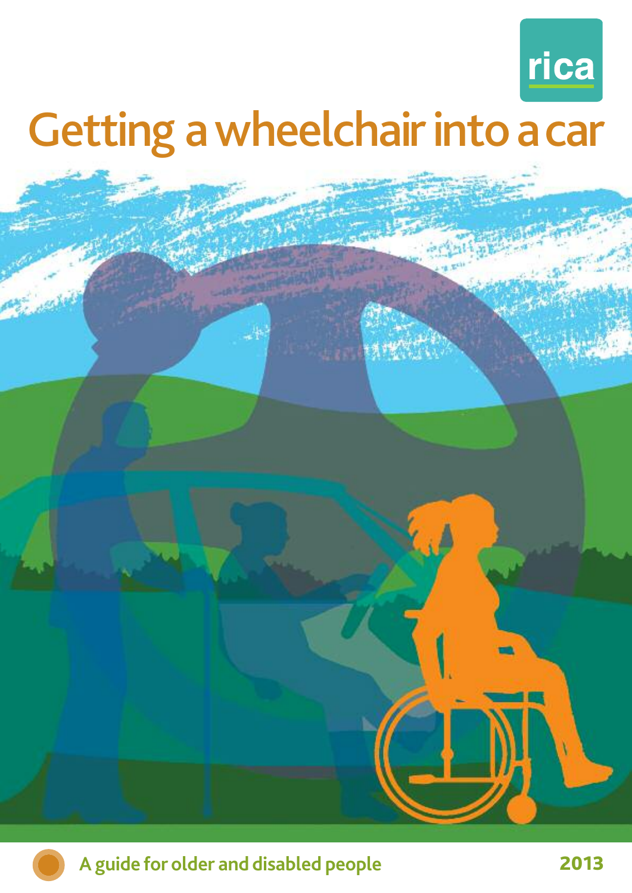rica

# Getting a wheelchair into a car

A guide for older and disabled people

2013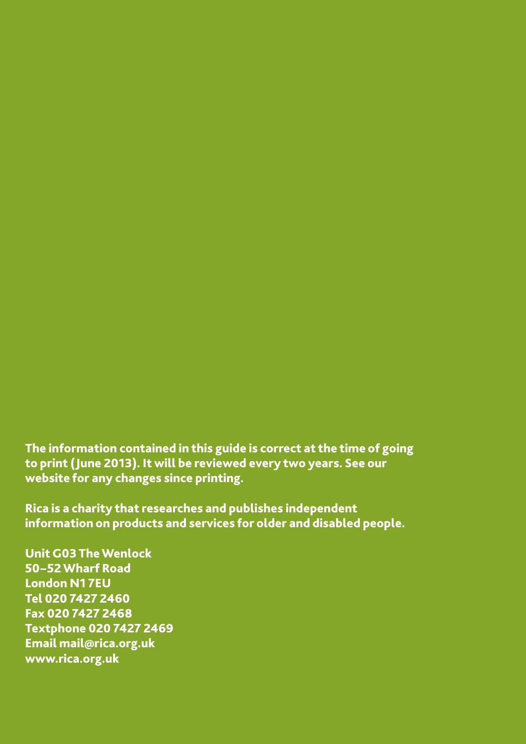**The information contained in this guide is correct at the time of going to print (June 2013). It will be reviewed every two years. See our website for any changes since printing.**

**Rica is a charity that researches and publishes independent information on products and services for older and disabled people.**

**Unit G03 The Wenlock**
**50–52 Wharf Road**
**London N1 7EU**
**Tel 020 7427 2460**
**Fax 020 7427 2468**
**Textphone 020 7427 2469**
**Email mail@rica.org.uk**
**www.rica.org.uk**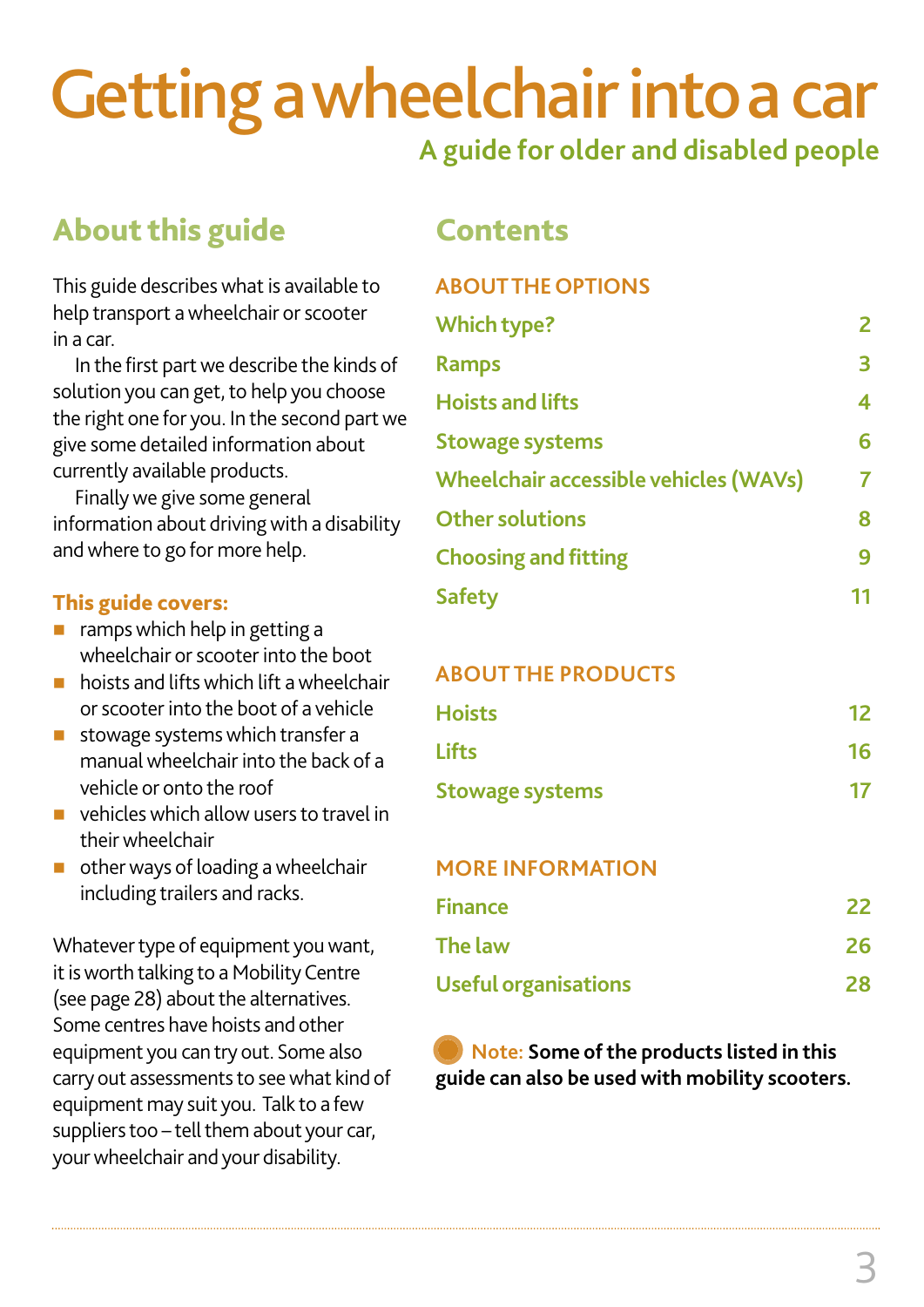# Getting a wheelchair into a car

## A guide for older and disabled people

## About this guide

This guide describes what is available to help transport a wheelchair or scooter in a car.

In the first part we describe the kinds of solution you can get, to help you choose the right one for you. In the second part we give some detailed information about currently available products.

Finally we give some general information about driving with a disability and where to go for more help.

**This guide covers:**

- ramps which help in getting a wheelchair or scooter into the boot
- hoists and lifts which lift a wheelchair or scooter into the boot of a vehicle
- stowage systems which transfer a manual wheelchair into the back of a vehicle or onto the roof
- vehicles which allow users to travel in their wheelchair
- other ways of loading a wheelchair including trailers and racks.

Whatever type of equipment you want, it is worth talking to a Mobility Centre (see page 28) about the alternatives. Some centres have hoists and other equipment you can try out. Some also carry out assessments to see what kind of equipment may suit you. Talk to a few suppliers too – tell them about your car, your wheelchair and your disability.

## Contents

**ABOUT THE OPTIONS**

| | |
|---|---|
| Which type? | 2 |
| Ramps | 3 |
| Hoists and lifts | 4 |
| Stowage systems | 6 |
| Wheelchair accessible vehicles (WAVs) | 7 |
| Other solutions | 8 |
| Choosing and fitting | 9 |
| Safety | 11 |

**ABOUT THE PRODUCTS**

| | |
|---|---|
| Hoists | 12 |
| Lifts | 16 |
| Stowage systems | 17 |

**MORE INFORMATION**

| | |
|---|---|
| Finance | 22 |
| The law | 26 |
| Useful organisations | 28 |

**Note: Some of the products listed in this guide can also be used with mobility scooters.**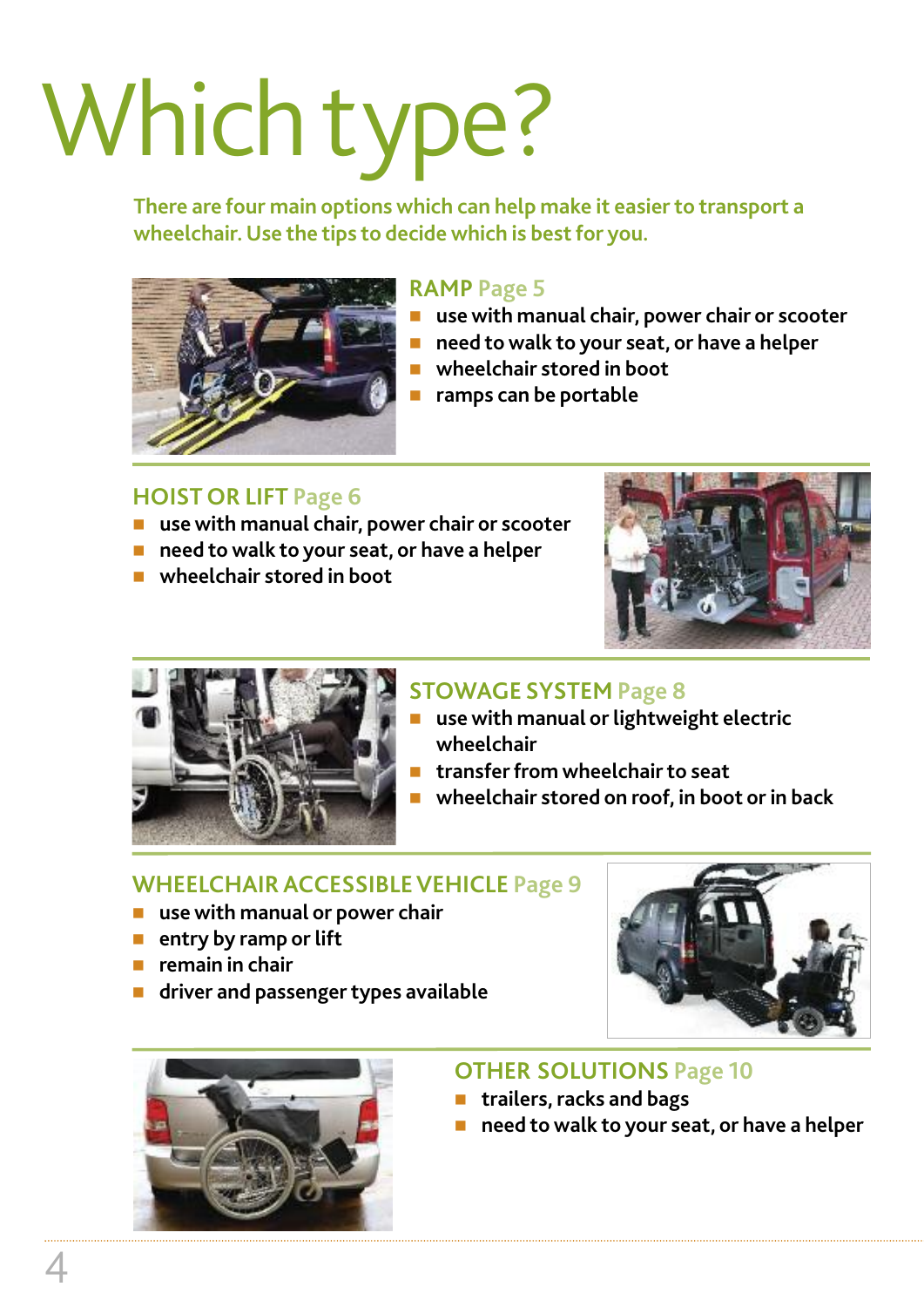# Which type?

**There are four main options which can help make it easier to transport a wheelchair. Use the tips to decide which is best for you.**

## RAMP Page 5

- use with manual chair, power chair or scooter
- need to walk to your seat, or have a helper
- wheelchair stored in boot
- ramps can be portable

## HOIST OR LIFT Page 6

- use with manual chair, power chair or scooter
- need to walk to your seat, or have a helper
- wheelchair stored in boot

## STOWAGE SYSTEM Page 8

- use with manual or lightweight electric wheelchair
- transfer from wheelchair to seat
- wheelchair stored on roof, in boot or in back

## WHEELCHAIR ACCESSIBLE VEHICLE Page 9

- use with manual or power chair
- entry by ramp or lift
- remain in chair
- driver and passenger types available

## OTHER SOLUTIONS Page 10

- trailers, racks and bags
- need to walk to your seat, or have a helper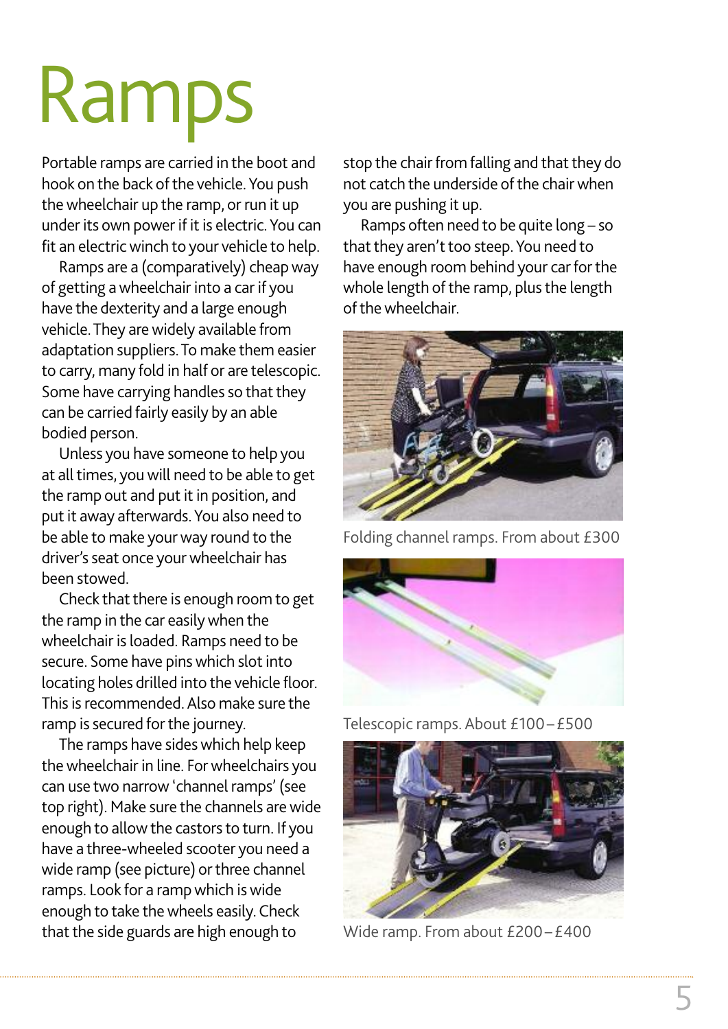# Ramps

Portable ramps are carried in the boot and hook on the back of the vehicle. You push the wheelchair up the ramp, or run it up under its own power if it is electric. You can fit an electric winch to your vehicle to help.

Ramps are a (comparatively) cheap way of getting a wheelchair into a car if you have the dexterity and a large enough vehicle. They are widely available from adaptation suppliers. To make them easier to carry, many fold in half or are telescopic. Some have carrying handles so that they can be carried fairly easily by an able bodied person.

Unless you have someone to help you at all times, you will need to be able to get the ramp out and put it in position, and put it away afterwards. You also need to be able to make your way round to the driver's seat once your wheelchair has been stowed.

Check that there is enough room to get the ramp in the car easily when the wheelchair is loaded. Ramps need to be secure. Some have pins which slot into locating holes drilled into the vehicle floor. This is recommended. Also make sure the ramp is secured for the journey.

The ramps have sides which help keep the wheelchair in line. For wheelchairs you can use two narrow 'channel ramps' (see top right). Make sure the channels are wide enough to allow the castors to turn. If you have a three-wheeled scooter you need a wide ramp (see picture) or three channel ramps. Look for a ramp which is wide enough to take the wheels easily. Check that the side guards are high enough to stop the chair from falling and that they do not catch the underside of the chair when you are pushing it up.

Ramps often need to be quite long – so that they aren't too steep. You need to have enough room behind your car for the whole length of the ramp, plus the length of the wheelchair.

Folding channel ramps. From about £300

Telescopic ramps. About £100 – £500

Wide ramp. From about £200 – £400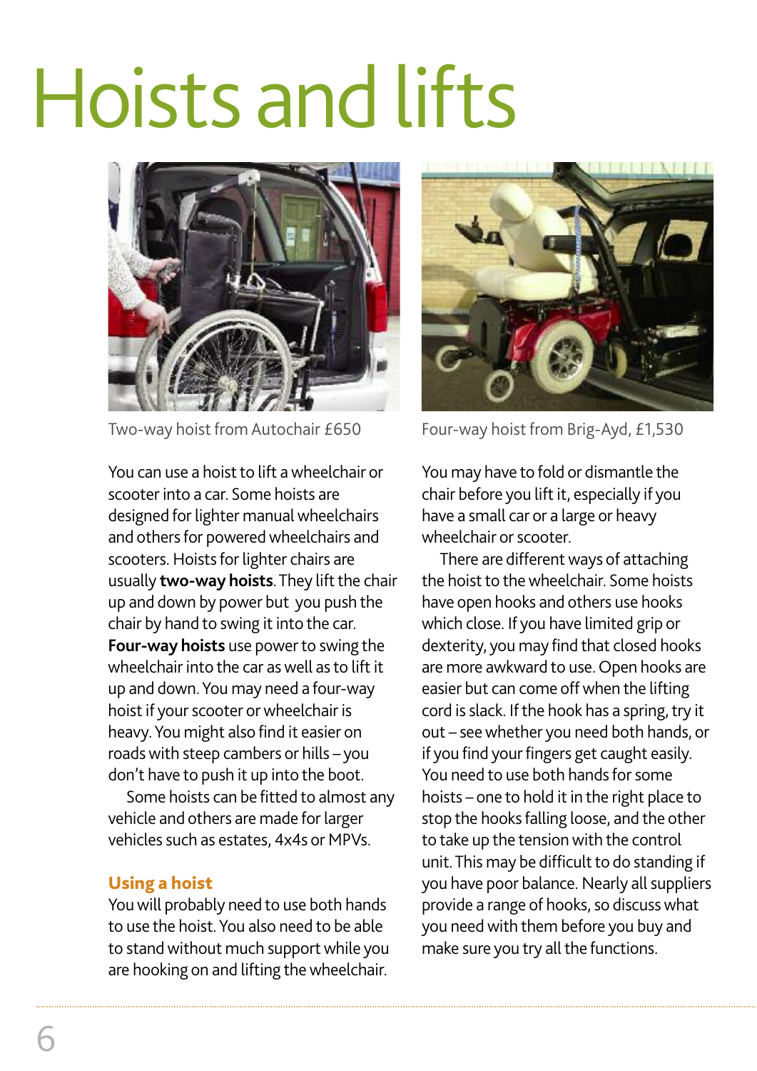# Hoists and lifts

Two-way hoist from Autochair £650

Four-way hoist from Brig-Ayd, £1,530

You can use a hoist to lift a wheelchair or scooter into a car. Some hoists are designed for lighter manual wheelchairs and others for powered wheelchairs and scooters. Hoists for lighter chairs are usually **two-way hoists**. They lift the chair up and down by power but you push the chair by hand to swing it into the car. **Four-way hoists** use power to swing the wheelchair into the car as well as to lift it up and down. You may need a four-way hoist if your scooter or wheelchair is heavy. You might also find it easier on roads with steep cambers or hills – you don't have to push it up into the boot.

Some hoists can be fitted to almost any vehicle and others are made for larger vehicles such as estates, 4x4s or MPVs.

## Using a hoist

You will probably need to use both hands to use the hoist. You also need to be able to stand without much support while you are hooking on and lifting the wheelchair.

You may have to fold or dismantle the chair before you lift it, especially if you have a small car or a large or heavy wheelchair or scooter.

There are different ways of attaching the hoist to the wheelchair. Some hoists have open hooks and others use hooks which close. If you have limited grip or dexterity, you may find that closed hooks are more awkward to use. Open hooks are easier but can come off when the lifting cord is slack. If the hook has a spring, try it out – see whether you need both hands, or if you find your fingers get caught easily. You need to use both hands for some hoists – one to hold it in the right place to stop the hooks falling loose, and the other to take up the tension with the control unit. This may be difficult to do standing if you have poor balance. Nearly all suppliers provide a range of hooks, so discuss what you need with them before you buy and make sure you try all the functions.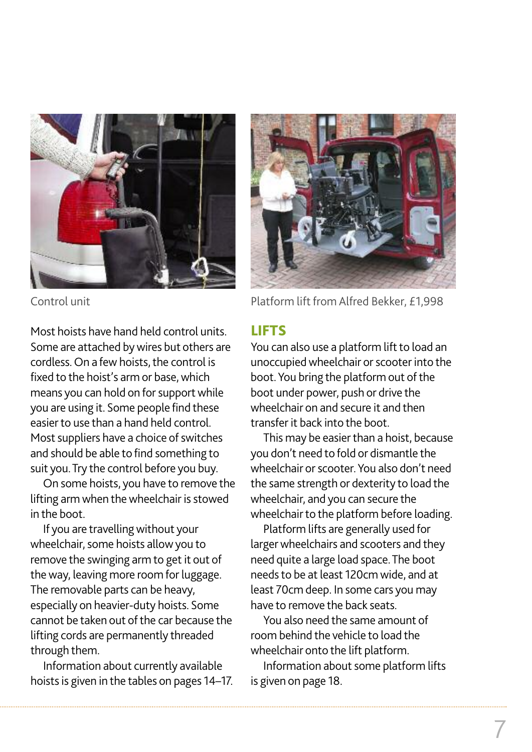Control unit

Most hoists have hand held control units. Some are attached by wires but others are cordless. On a few hoists, the control is fixed to the hoist's arm or base, which means you can hold on for support while you are using it. Some people find these easier to use than a hand held control. Most suppliers have a choice of switches and should be able to find something to suit you. Try the control before you buy.

On some hoists, you have to remove the lifting arm when the wheelchair is stowed in the boot.

If you are travelling without your wheelchair, some hoists allow you to remove the swinging arm to get it out of the way, leaving more room for luggage. The removable parts can be heavy, especially on heavier-duty hoists. Some cannot be taken out of the car because the lifting cords are permanently threaded through them.

Information about currently available hoists is given in the tables on pages 14–17.

Platform lift from Alfred Bekker, £1,998

## LIFTS

You can also use a platform lift to load an unoccupied wheelchair or scooter into the boot. You bring the platform out of the boot under power, push or drive the wheelchair on and secure it and then transfer it back into the boot.

This may be easier than a hoist, because you don't need to fold or dismantle the wheelchair or scooter. You also don't need the same strength or dexterity to load the wheelchair, and you can secure the wheelchair to the platform before loading.

Platform lifts are generally used for larger wheelchairs and scooters and they need quite a large load space. The boot needs to be at least 120cm wide, and at least 70cm deep. In some cars you may have to remove the back seats.

You also need the same amount of room behind the vehicle to load the wheelchair onto the lift platform.

Information about some platform lifts is given on page 18.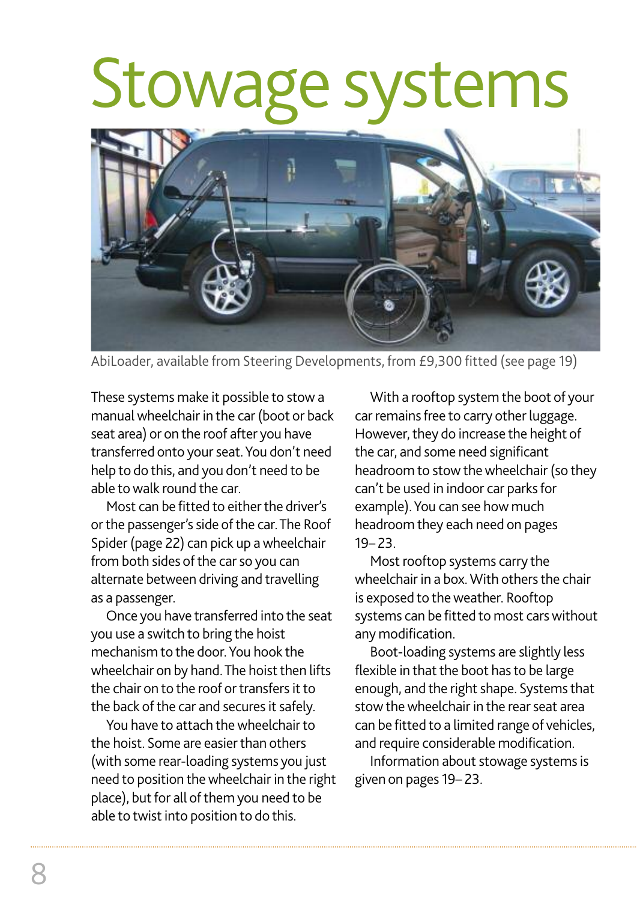# Stowage systems

AbiLoader, available from Steering Developments, from £9,300 fitted (see page 19)

These systems make it possible to stow a manual wheelchair in the car (boot or back seat area) or on the roof after you have transferred onto your seat. You don't need help to do this, and you don't need to be able to walk round the car.

Most can be fitted to either the driver's or the passenger's side of the car. The Roof Spider (page 22) can pick up a wheelchair from both sides of the car so you can alternate between driving and travelling as a passenger.

Once you have transferred into the seat you use a switch to bring the hoist mechanism to the door. You hook the wheelchair on by hand. The hoist then lifts the chair on to the roof or transfers it to the back of the car and secures it safely.

You have to attach the wheelchair to the hoist. Some are easier than others (with some rear-loading systems you just need to position the wheelchair in the right place), but for all of them you need to be able to twist into position to do this.

With a rooftop system the boot of your car remains free to carry other luggage. However, they do increase the height of the car, and some need significant headroom to stow the wheelchair (so they can't be used in indoor car parks for example). You can see how much headroom they each need on pages 19–23.

Most rooftop systems carry the wheelchair in a box. With others the chair is exposed to the weather. Rooftop systems can be fitted to most cars without any modification.

Boot-loading systems are slightly less flexible in that the boot has to be large enough, and the right shape. Systems that stow the wheelchair in the rear seat area can be fitted to a limited range of vehicles, and require considerable modification.

Information about stowage systems is given on pages 19–23.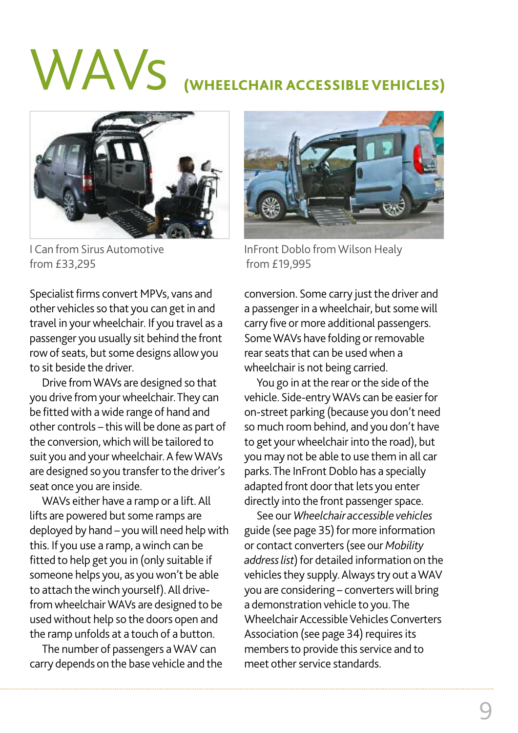# WAVs (WHEELCHAIR ACCESSIBLE VEHICLES)

I Can from Sirus Automotive
from £33,295

InFront Doblo from Wilson Healy
from £19,995

Specialist firms convert MPVs, vans and other vehicles so that you can get in and travel in your wheelchair. If you travel as a passenger you usually sit behind the front row of seats, but some designs allow you to sit beside the driver.

Drive from WAVs are designed so that you drive from your wheelchair. They can be fitted with a wide range of hand and other controls – this will be done as part of the conversion, which will be tailored to suit you and your wheelchair. A few WAVs are designed so you transfer to the driver's seat once you are inside.

WAVs either have a ramp or a lift. All lifts are powered but some ramps are deployed by hand – you will need help with this. If you use a ramp, a winch can be fitted to help get you in (only suitable if someone helps you, as you won't be able to attach the winch yourself). All drive-from wheelchair WAVs are designed to be used without help so the doors open and the ramp unfolds at a touch of a button.

The number of passengers a WAV can carry depends on the base vehicle and the conversion. Some carry just the driver and a passenger in a wheelchair, but some will carry five or more additional passengers. Some WAVs have folding or removable rear seats that can be used when a wheelchair is not being carried.

You go in at the rear or the side of the vehicle. Side-entry WAVs can be easier for on-street parking (because you don't need so much room behind, and you don't have to get your wheelchair into the road), but you may not be able to use them in all car parks. The InFront Doblo has a specially adapted front door that lets you enter directly into the front passenger space.

See our *Wheelchair accessible vehicles* guide (see page 35) for more information or contact converters (see our *Mobility address list*) for detailed information on the vehicles they supply. Always try out a WAV you are considering – converters will bring a demonstration vehicle to you. The Wheelchair Accessible Vehicles Converters Association (see page 34) requires its members to provide this service and to meet other service standards.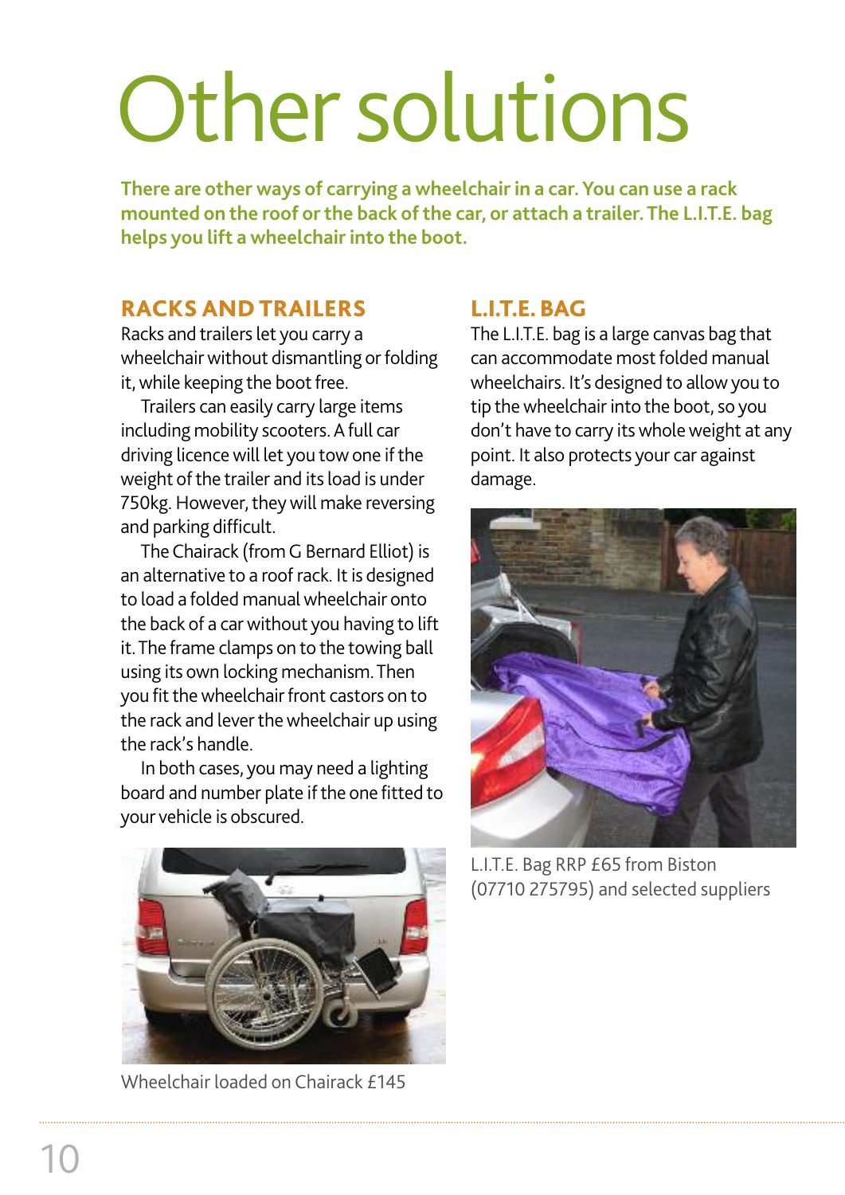# Other solutions

**There are other ways of carrying a wheelchair in a car. You can use a rack mounted on the roof or the back of the car, or attach a trailer. The L.I.T.E. bag helps you lift a wheelchair into the boot.**

## RACKS AND TRAILERS

Racks and trailers let you carry a wheelchair without dismantling or folding it, while keeping the boot free.

Trailers can easily carry large items including mobility scooters. A full car driving licence will let you tow one if the weight of the trailer and its load is under 750kg. However, they will make reversing and parking difficult.

The Chairack (from G Bernard Elliot) is an alternative to a roof rack. It is designed to load a folded manual wheelchair onto the back of a car without you having to lift it. The frame clamps on to the towing ball using its own locking mechanism. Then you fit the wheelchair front castors on to the rack and lever the wheelchair up using the rack's handle.

In both cases, you may need a lighting board and number plate if the one fitted to your vehicle is obscured.

Wheelchair loaded on Chairack £145

## L.I.T.E. BAG

The L.I.T.E. bag is a large canvas bag that can accommodate most folded manual wheelchairs. It's designed to allow you to tip the wheelchair into the boot, so you don't have to carry its whole weight at any point. It also protects your car against damage.

L.I.T.E. Bag RRP £65 from Biston (07710 275795) and selected suppliers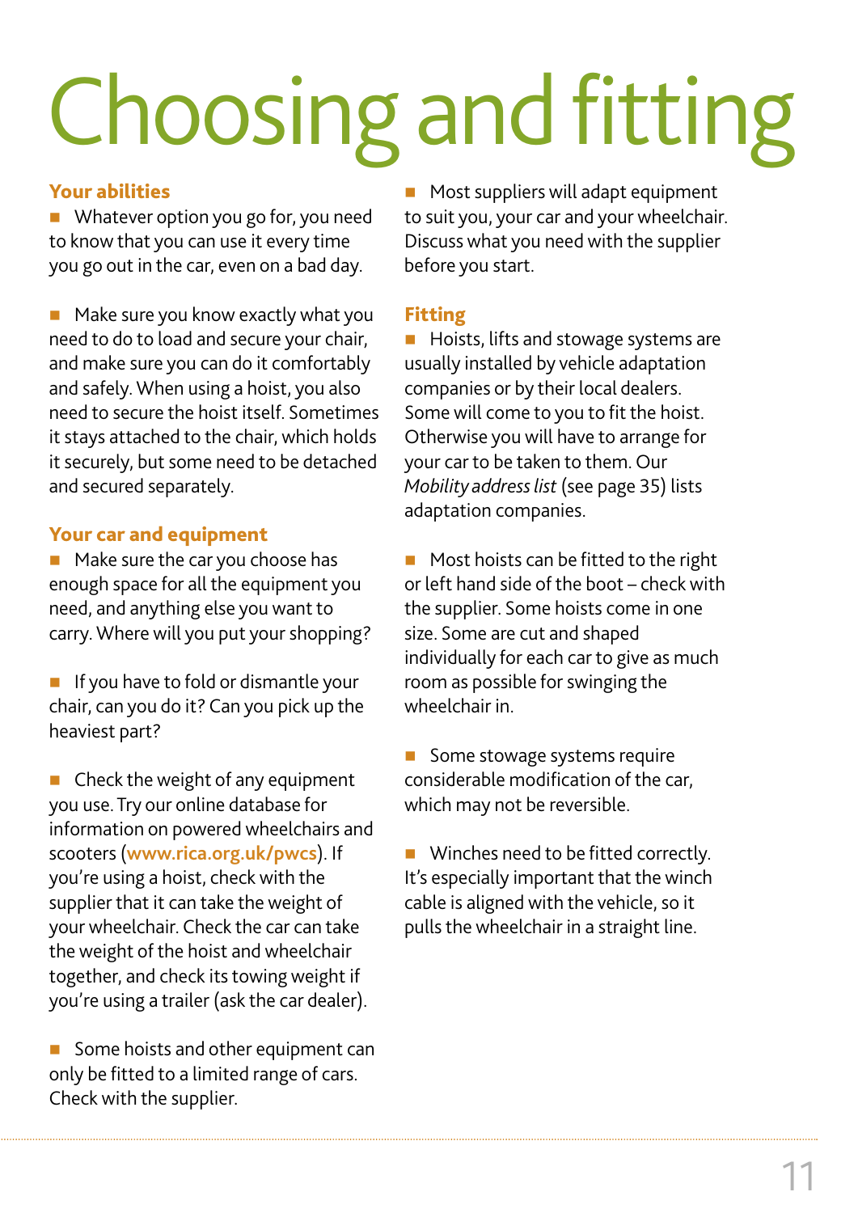# Choosing and fitting

### Your abilities

- Whatever option you go for, you need to know that you can use it every time you go out in the car, even on a bad day.

- Make sure you know exactly what you need to do to load and secure your chair, and make sure you can do it comfortably and safely. When using a hoist, you also need to secure the hoist itself. Sometimes it stays attached to the chair, which holds it securely, but some need to be detached and secured separately.

### Your car and equipment

- Make sure the car you choose has enough space for all the equipment you need, and anything else you want to carry. Where will you put your shopping?

- If you have to fold or dismantle your chair, can you do it? Can you pick up the heaviest part?

- Check the weight of any equipment you use. Try our online database for information on powered wheelchairs and scooters (**www.rica.org.uk/pwcs**). If you're using a hoist, check with the supplier that it can take the weight of your wheelchair. Check the car can take the weight of the hoist and wheelchair together, and check its towing weight if you're using a trailer (ask the car dealer).

- Some hoists and other equipment can only be fitted to a limited range of cars. Check with the supplier.

- Most suppliers will adapt equipment to suit you, your car and your wheelchair. Discuss what you need with the supplier before you start.

### Fitting

- Hoists, lifts and stowage systems are usually installed by vehicle adaptation companies or by their local dealers. Some will come to you to fit the hoist. Otherwise you will have to arrange for your car to be taken to them. Our *Mobility address list* (see page 35) lists adaptation companies.

- Most hoists can be fitted to the right or left hand side of the boot – check with the supplier. Some hoists come in one size. Some are cut and shaped individually for each car to give as much room as possible for swinging the wheelchair in.

- Some stowage systems require considerable modification of the car, which may not be reversible.

- Winches need to be fitted correctly. It's especially important that the winch cable is aligned with the vehicle, so it pulls the wheelchair in a straight line.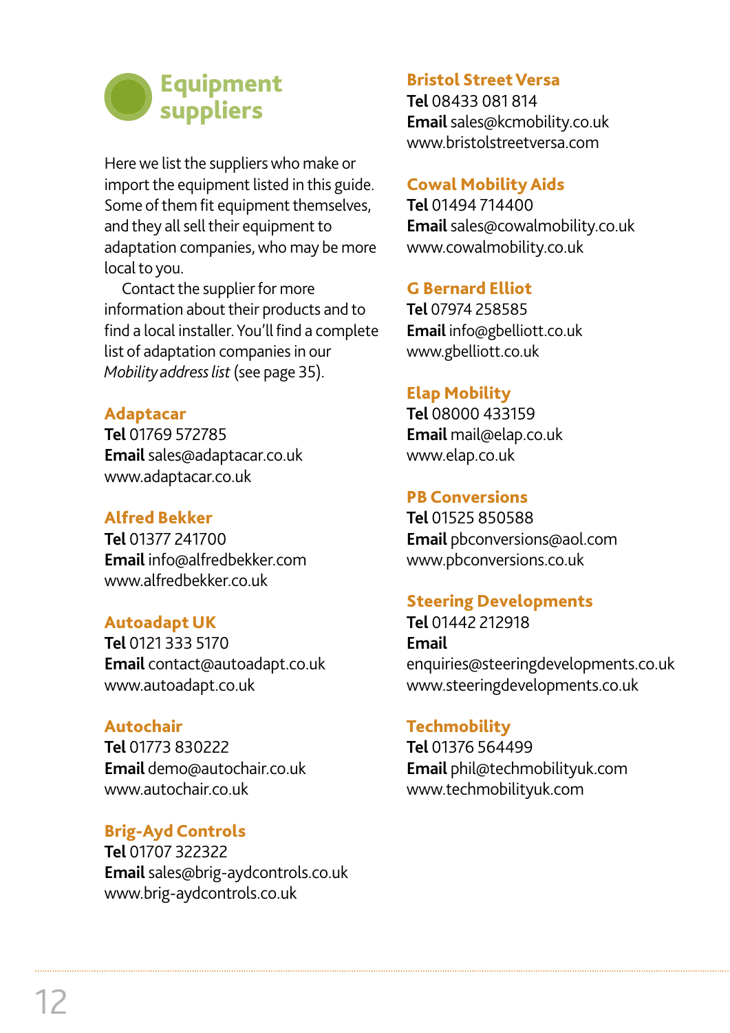# Equipment suppliers

Here we list the suppliers who make or import the equipment listed in this guide. Some of them fit equipment themselves, and they all sell their equipment to adaptation companies, who may be more local to you.

Contact the supplier for more information about their products and to find a local installer. You'll find a complete list of adaptation companies in our *Mobility address list* (see page 35).

### Adaptacar

**Tel** 01769 572785
**Email** sales@adaptacar.co.uk
www.adaptacar.co.uk

### Alfred Bekker

**Tel** 01377 241700
**Email** info@alfredbekker.com
www.alfredbekker.co.uk

### Autoadapt UK

**Tel** 0121 333 5170
**Email** contact@autoadapt.co.uk
www.autoadapt.co.uk

### Autochair

**Tel** 01773 830222
**Email** demo@autochair.co.uk
www.autochair.co.uk

### Brig-Ayd Controls

**Tel** 01707 322322
**Email** sales@brig-aydcontrols.co.uk
www.brig-aydcontrols.co.uk

### Bristol Street Versa

**Tel** 08433 081 814
**Email** sales@kcmobility.co.uk
www.bristolstreetversa.com

### Cowal Mobility Aids

**Tel** 01494 714400
**Email** sales@cowalmobility.co.uk
www.cowalmobility.co.uk

### G Bernard Elliot

**Tel** 07974 258585
**Email** info@gbelliott.co.uk
www.gbelliott.co.uk

### Elap Mobility

**Tel** 08000 433159
**Email** mail@elap.co.uk
www.elap.co.uk

### PB Conversions

**Tel** 01525 850588
**Email** pbconversions@aol.com
www.pbconversions.co.uk

### Steering Developments

**Tel** 01442 212918
**Email**
enquiries@steeringdevelopments.co.uk
www.steeringdevelopments.co.uk

### Techmobility

**Tel** 01376 564499
**Email** phil@techmobilityuk.com
www.techmobilityuk.com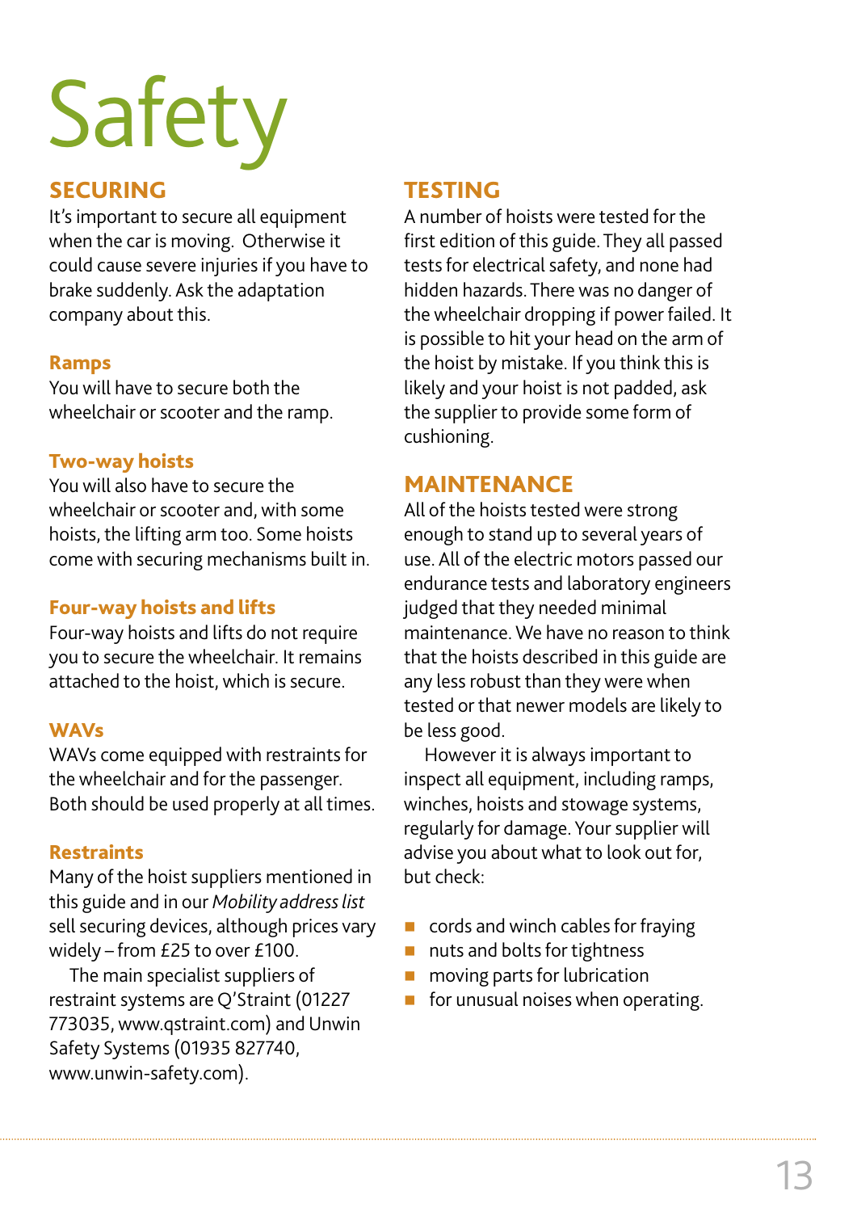# Safety

## SECURING

It's important to secure all equipment when the car is moving. Otherwise it could cause severe injuries if you have to brake suddenly. Ask the adaptation company about this.

### Ramps

You will have to secure both the wheelchair or scooter and the ramp.

### Two-way hoists

You will also have to secure the wheelchair or scooter and, with some hoists, the lifting arm too. Some hoists come with securing mechanisms built in.

### Four-way hoists and lifts

Four-way hoists and lifts do not require you to secure the wheelchair. It remains attached to the hoist, which is secure.

### WAVs

WAVs come equipped with restraints for the wheelchair and for the passenger. Both should be used properly at all times.

### Restraints

Many of the hoist suppliers mentioned in this guide and in our *Mobility address list* sell securing devices, although prices vary widely – from £25 to over £100.

The main specialist suppliers of restraint systems are Q'Straint (01227 773035, www.qstraint.com) and Unwin Safety Systems (01935 827740, www.unwin-safety.com).

## TESTING

A number of hoists were tested for the first edition of this guide. They all passed tests for electrical safety, and none had hidden hazards. There was no danger of the wheelchair dropping if power failed. It is possible to hit your head on the arm of the hoist by mistake. If you think this is likely and your hoist is not padded, ask the supplier to provide some form of cushioning.

## MAINTENANCE

All of the hoists tested were strong enough to stand up to several years of use. All of the electric motors passed our endurance tests and laboratory engineers judged that they needed minimal maintenance. We have no reason to think that the hoists described in this guide are any less robust than they were when tested or that newer models are likely to be less good.

However it is always important to inspect all equipment, including ramps, winches, hoists and stowage systems, regularly for damage. Your supplier will advise you about what to look out for, but check:

- cords and winch cables for fraying
- nuts and bolts for tightness
- moving parts for lubrication
- for unusual noises when operating.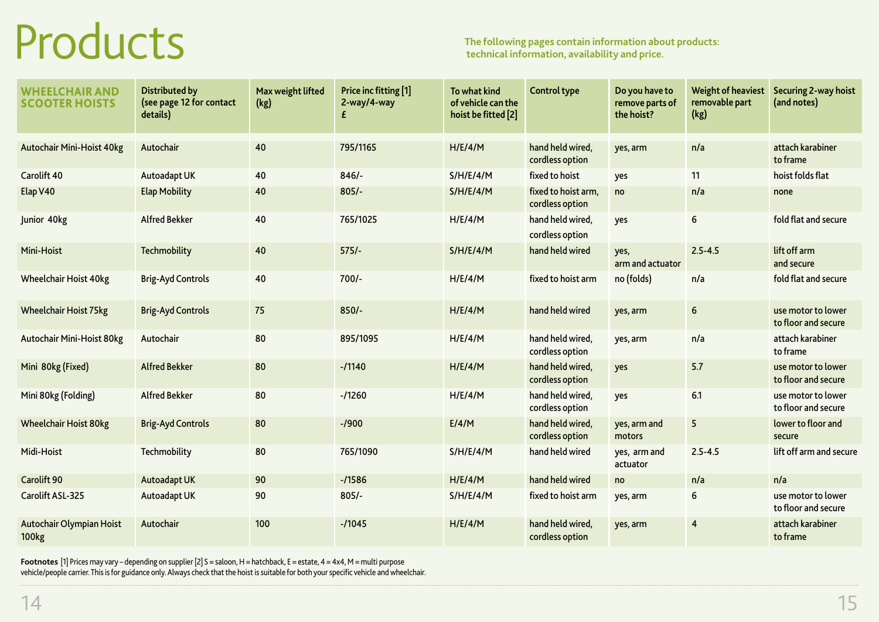# Products

**The following pages contain information about products: technical information, availability and price.**

| WHEELCHAIR AND SCOOTER HOISTS | Distributed by (see page 12 for contact details) | Max weight lifted (kg) | Price inc fitting [1] 2-way/4-way £ | To what kind of vehicle can the hoist be fitted [2] | Control type | Do you have to remove parts of the hoist? | Weight of heaviest removable part (kg) | Securing 2-way hoist (and notes) |
|---|---|---|---|---|---|---|---|---|
| Autochair Mini-Hoist 40kg | Autochair | 40 | 795/1165 | H/E/4/M | hand held wired, cordless option | yes, arm | n/a | attach karabiner to frame |
| Carolift 40 | Autoadapt UK | 40 | 846/- | S/H/E/4/M | fixed to hoist | yes | 11 | hoist folds flat |
| Elap V40 | Elap Mobility | 40 | 805/- | S/H/E/4/M | fixed to hoist arm, cordless option | no | n/a | none |
| Junior 40kg | Alfred Bekker | 40 | 765/1025 | H/E/4/M | hand held wired, cordless option | yes | 6 | fold flat and secure |
| Mini-Hoist | Techmobility | 40 | 575/- | S/H/E/4/M | hand held wired | yes, arm and actuator | 2.5-4.5 | lift off arm and secure |
| Wheelchair Hoist 40kg | Brig-Ayd Controls | 40 | 700/- | H/E/4/M | fixed to hoist arm | no (folds) | n/a | fold flat and secure |
| Wheelchair Hoist 75kg | Brig-Ayd Controls | 75 | 850/- | H/E/4/M | hand held wired | yes, arm | 6 | use motor to lower to floor and secure |
| Autochair Mini-Hoist 80kg | Autochair | 80 | 895/1095 | H/E/4/M | hand held wired, cordless option | yes, arm | n/a | attach karabiner to frame |
| Mini 80kg (Fixed) | Alfred Bekker | 80 | -/1140 | H/E/4/M | hand held wired, cordless option | yes | 5.7 | use motor to lower to floor and secure |
| Mini 80kg (Folding) | Alfred Bekker | 80 | -/1260 | H/E/4/M | hand held wired, cordless option | yes | 6.1 | use motor to lower to floor and secure |
| Wheelchair Hoist 80kg | Brig-Ayd Controls | 80 | -/900 | E/4/M | hand held wired, cordless option | yes, arm and motors | 5 | lower to floor and secure |
| Midi-Hoist | Techmobility | 80 | 765/1090 | S/H/E/4/M | hand held wired | yes, arm and actuator | 2.5-4.5 | lift off arm and secure |
| Carolift 90 | Autoadapt UK | 90 | -/1586 | H/E/4/M | hand held wired | no | n/a | n/a |
| Carolift ASL-325 | Autoadapt UK | 90 | 805/- | S/H/E/4/M | fixed to hoist arm | yes, arm | 6 | use motor to lower to floor and secure |
| Autochair Olympian Hoist 100kg | Autochair | 100 | -/1045 | H/E/4/M | hand held wired, cordless option | yes, arm | 4 | attach karabiner to frame |

**Footnotes** [1] Prices may vary – depending on supplier [2] S = saloon, H = hatchback, E = estate, 4 = 4x4, M = multi purpose vehicle/people carrier. This is for guidance only. Always check that the hoist is suitable for both your specific vehicle and wheelchair.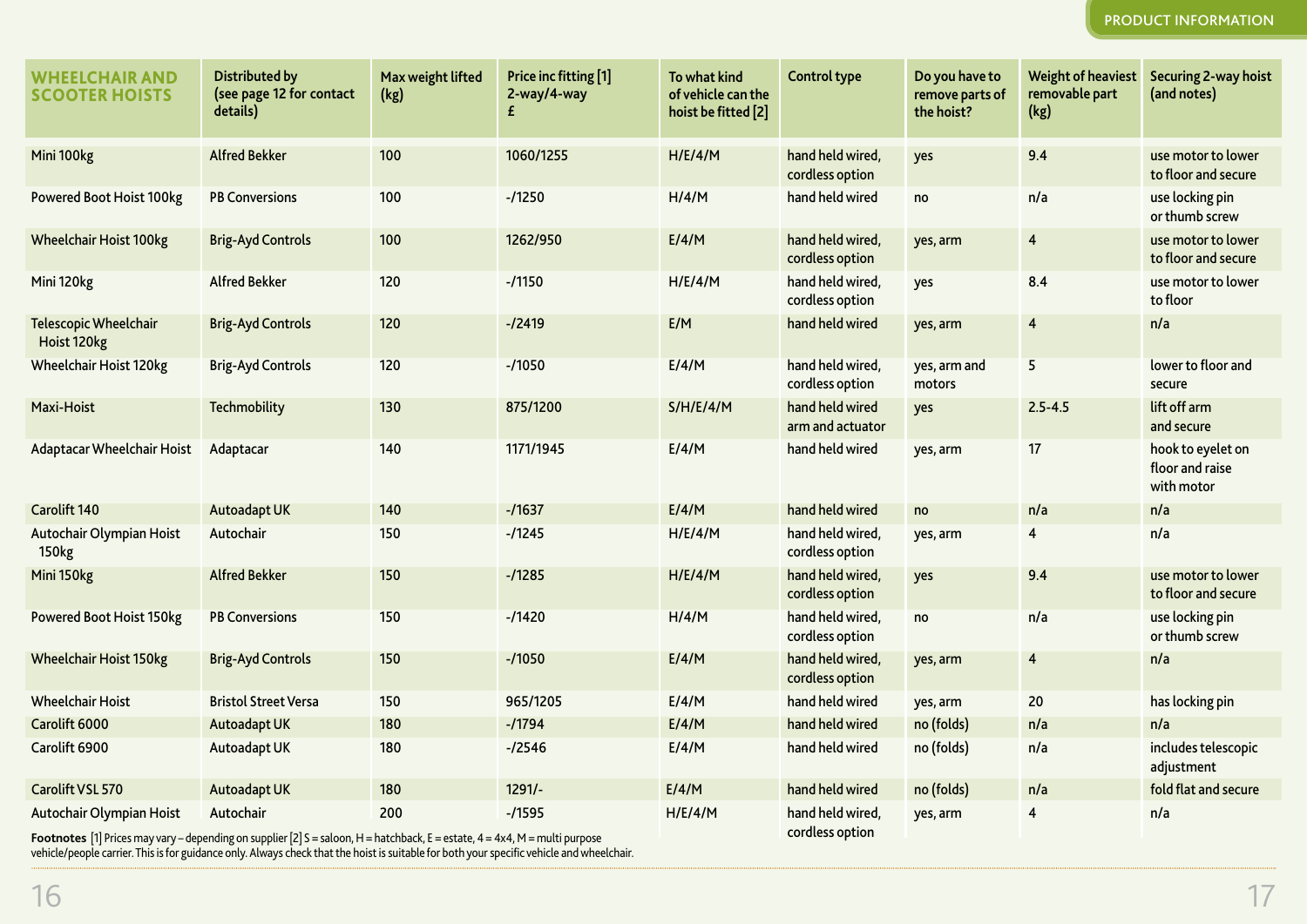| WHEELCHAIR AND SCOOTER HOISTS | Distributed by (see page 12 for contact details) | Max weight lifted (kg) | Price inc fitting [1] 2-way/4-way £ | To what kind of vehicle can the hoist be fitted [2] | Control type | Do you have to remove parts of the hoist? | Weight of heaviest removable part (kg) | Securing 2-way hoist (and notes) |
|---|---|---|---|---|---|---|---|---|
| Mini 100kg | Alfred Bekker | 100 | 1060/1255 | H/E/4/M | hand held wired, cordless option | yes | 9.4 | use motor to lower to floor and secure |
| Powered Boot Hoist 100kg | PB Conversions | 100 | -/1250 | H/4/M | hand held wired | no | n/a | use locking pin or thumb screw |
| Wheelchair Hoist 100kg | Brig-Ayd Controls | 100 | 1262/950 | E/4/M | hand held wired, cordless option | yes, arm | 4 | use motor to lower to floor and secure |
| Mini 120kg | Alfred Bekker | 120 | -/1150 | H/E/4/M | hand held wired, cordless option | yes | 8.4 | use motor to lower to floor |
| Telescopic Wheelchair Hoist 120kg | Brig-Ayd Controls | 120 | -/2419 | E/M | hand held wired | yes, arm | 4 | n/a |
| Wheelchair Hoist 120kg | Brig-Ayd Controls | 120 | -/1050 | E/4/M | hand held wired, cordless option | yes, arm and motors | 5 | lower to floor and secure |
| Maxi-Hoist | Techmobility | 130 | 875/1200 | S/H/E/4/M | hand held wired arm and actuator | yes | 2.5-4.5 | lift off arm and secure |
| Adaptacar Wheelchair Hoist | Adaptacar | 140 | 1171/1945 | E/4/M | hand held wired | yes, arm | 17 | hook to eyelet on floor and raise with motor |
| Carolift 140 | Autoadapt UK | 140 | -/1637 | E/4/M | hand held wired | no | n/a | n/a |
| Autochair Olympian Hoist 150kg | Autochair | 150 | -/1245 | H/E/4/M | hand held wired, cordless option | yes, arm | 4 | n/a |
| Mini 150kg | Alfred Bekker | 150 | -/1285 | H/E/4/M | hand held wired, cordless option | yes | 9.4 | use motor to lower to floor and secure |
| Powered Boot Hoist 150kg | PB Conversions | 150 | -/1420 | H/4/M | hand held wired, cordless option | no | n/a | use locking pin or thumb screw |
| Wheelchair Hoist 150kg | Brig-Ayd Controls | 150 | -/1050 | E/4/M | hand held wired, cordless option | yes, arm | 4 | n/a |
| Wheelchair Hoist | Bristol Street Versa | 150 | 965/1205 | E/4/M | hand held wired | yes, arm | 20 | has locking pin |
| Carolift 6000 | Autoadapt UK | 180 | -/1794 | E/4/M | hand held wired | no (folds) | n/a | n/a |
| Carolift 6900 | Autoadapt UK | 180 | -/2546 | E/4/M | hand held wired | no (folds) | n/a | includes telescopic adjustment |
| Carolift VSL 570 | Autoadapt UK | 180 | 1291/- | E/4/M | hand held wired | no (folds) | n/a | fold flat and secure |
| Autochair Olympian Hoist | Autochair | 200 | -/1595 | H/E/4/M | hand held wired, cordless option | yes, arm | 4 | n/a |

**Footnotes** [1] Prices may vary – depending on supplier [2] S = saloon, H = hatchback, E = estate, 4 = 4x4, M = multi purpose vehicle/people carrier. This is for guidance only. Always check that the hoist is suitable for both your specific vehicle and wheelchair.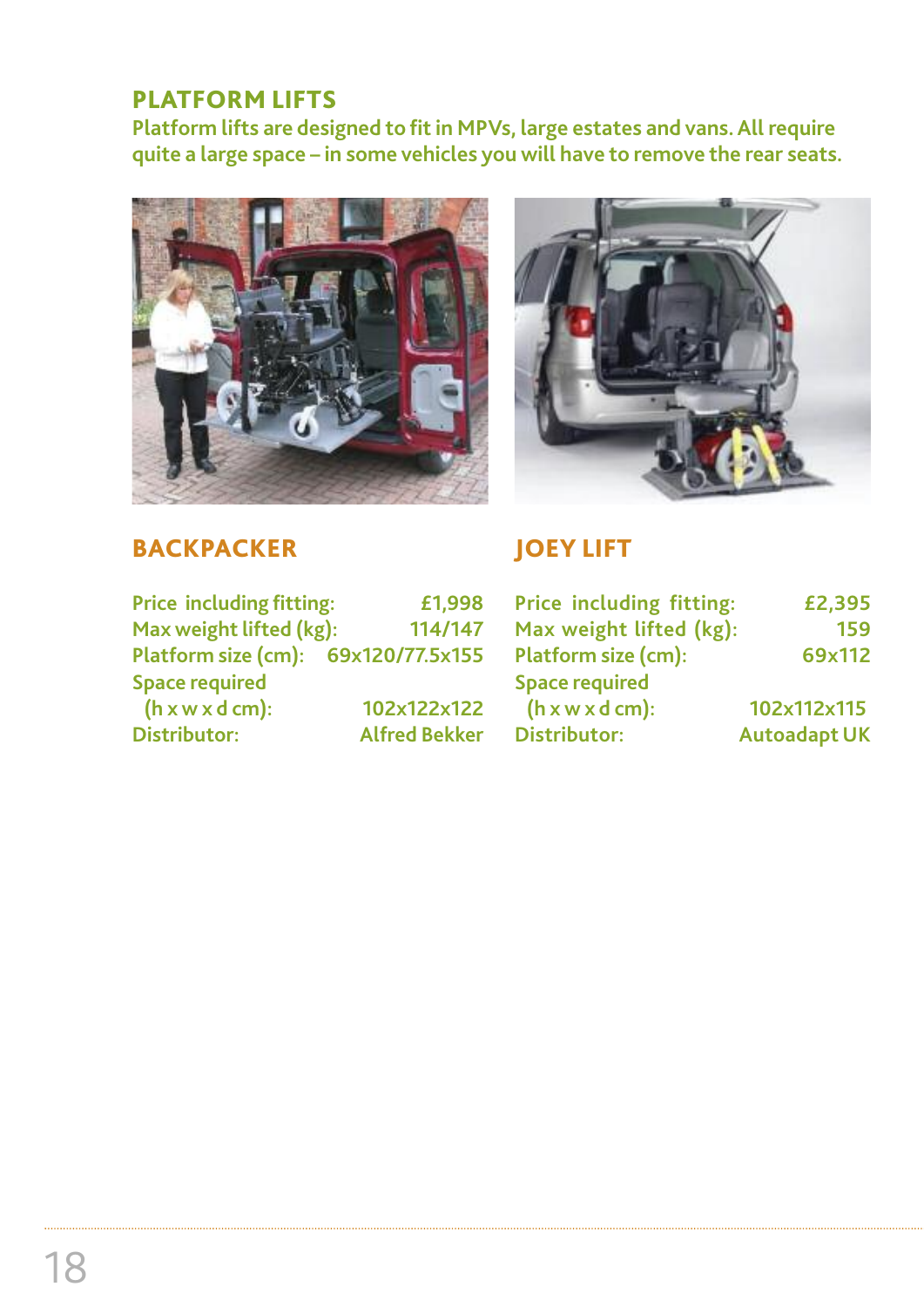## PLATFORM LIFTS

**Platform lifts are designed to fit in MPVs, large estates and vans. All require quite a large space – in some vehicles you will have to remove the rear seats.**

### BACKPACKER

| | |
|---|---|
| Price including fitting: | £1,998 |
| Max weight lifted (kg): | 114/147 |
| Platform size (cm): | 69x120/77.5x155 |
| Space required (h x w x d cm): | 102x122x122 |
| Distributor: | Alfred Bekker |

### JOEY LIFT

| | |
|---|---|
| Price including fitting: | £2,395 |
| Max weight lifted (kg): | 159 |
| Platform size (cm): | 69x112 |
| Space required (h x w x d cm): | 102x112x115 |
| Distributor: | Autoadapt UK |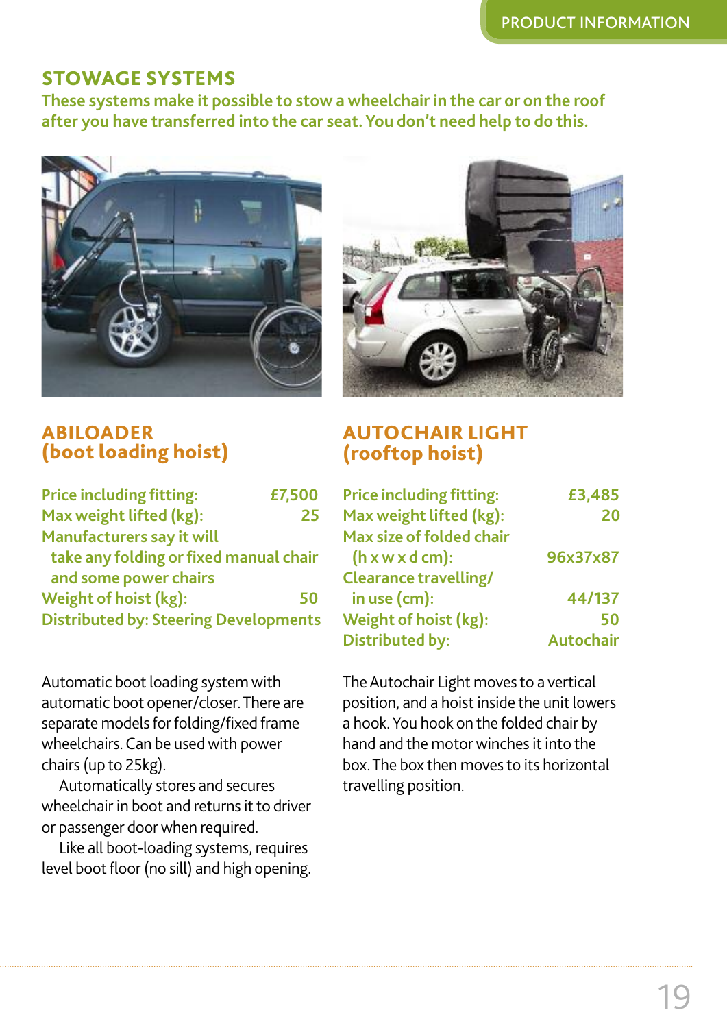## STOWAGE SYSTEMS

**These systems make it possible to stow a wheelchair in the car or on the roof after you have transferred into the car seat. You don't need help to do this.**

### ABILOADER (boot loading hoist)

| | |
|---|---|
| Price including fitting: | £7,500 |
| Max weight lifted (kg): | 25 |
| Manufacturers say it will take any folding or fixed manual chair and some power chairs | |
| Weight of hoist (kg): | 50 |
| Distributed by: Steering Developments | |

Automatic boot loading system with automatic boot opener/closer. There are separate models for folding/fixed frame wheelchairs. Can be used with power chairs (up to 25kg).

Automatically stores and secures wheelchair in boot and returns it to driver or passenger door when required.

Like all boot-loading systems, requires level boot floor (no sill) and high opening.

### AUTOCHAIR LIGHT (rooftop hoist)

| | |
|---|---|
| Price including fitting: | £3,485 |
| Max weight lifted (kg): | 20 |
| Max size of folded chair (h x w x d cm): | 96x37x87 |
| Clearance travelling/ in use (cm): | 44/137 |
| Weight of hoist (kg): | 50 |
| Distributed by: | Autochair |

The Autochair Light moves to a vertical position, and a hoist inside the unit lowers a hook. You hook on the folded chair by hand and the motor winches it into the box. The box then moves to its horizontal travelling position.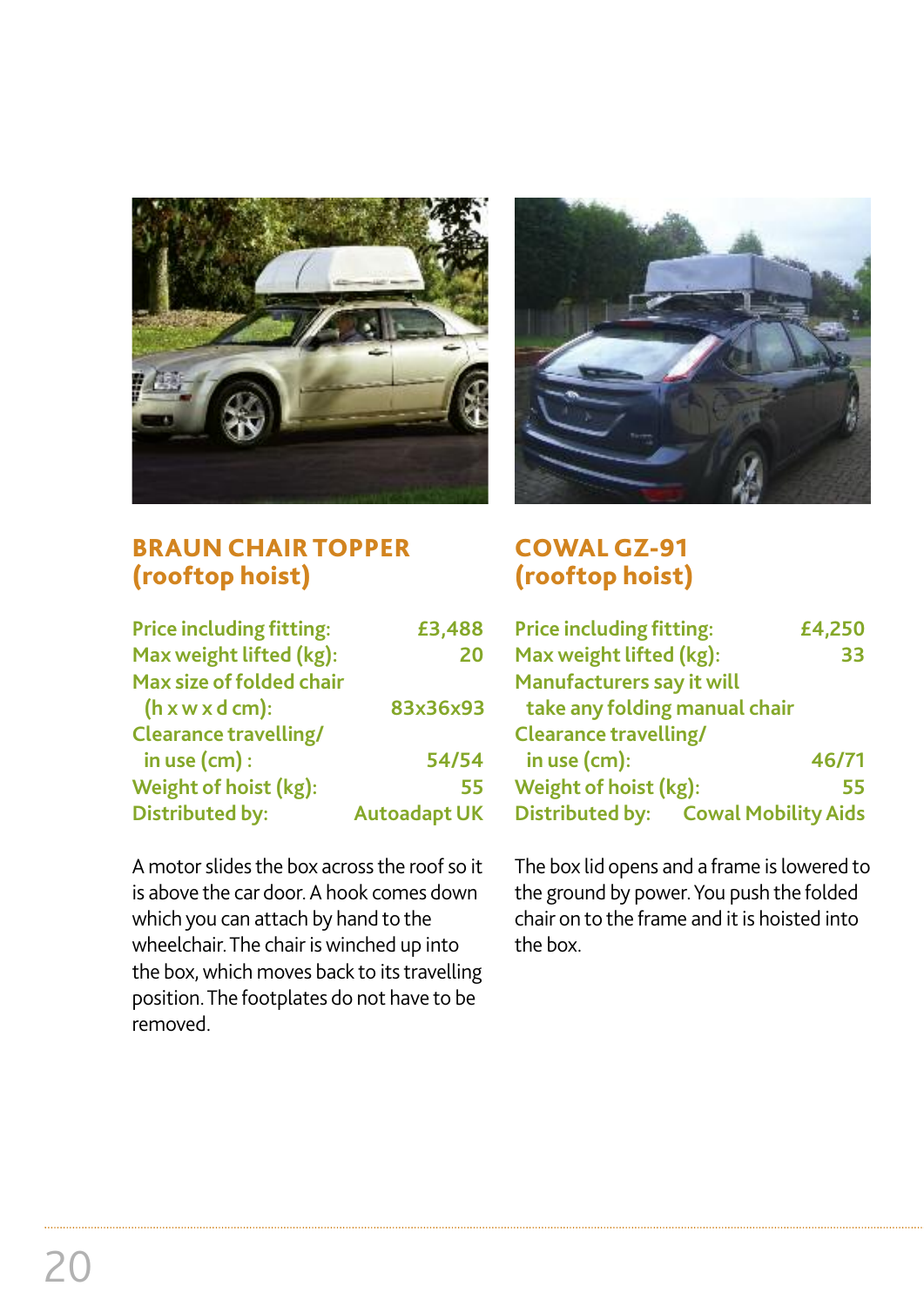## BRAUN CHAIR TOPPER (rooftop hoist)

| | |
|---|---|
| Price including fitting: | £3,488 |
| Max weight lifted (kg): | 20 |
| Max size of folded chair (h x w x d cm): | 83x36x93 |
| Clearance travelling/ in use (cm) : | 54/54 |
| Weight of hoist (kg): | 55 |
| Distributed by: | Autoadapt UK |

A motor slides the box across the roof so it is above the car door. A hook comes down which you can attach by hand to the wheelchair. The chair is winched up into the box, which moves back to its travelling position. The footplates do not have to be removed.

## COWAL GZ-91 (rooftop hoist)

| | |
|---|---|
| Price including fitting: | £4,250 |
| Max weight lifted (kg): | 33 |
| Manufacturers say it will take any folding manual chair | |
| Clearance travelling/ in use (cm): | 46/71 |
| Weight of hoist (kg): | 55 |
| Distributed by: | Cowal Mobility Aids |

The box lid opens and a frame is lowered to the ground by power. You push the folded chair on to the frame and it is hoisted into the box.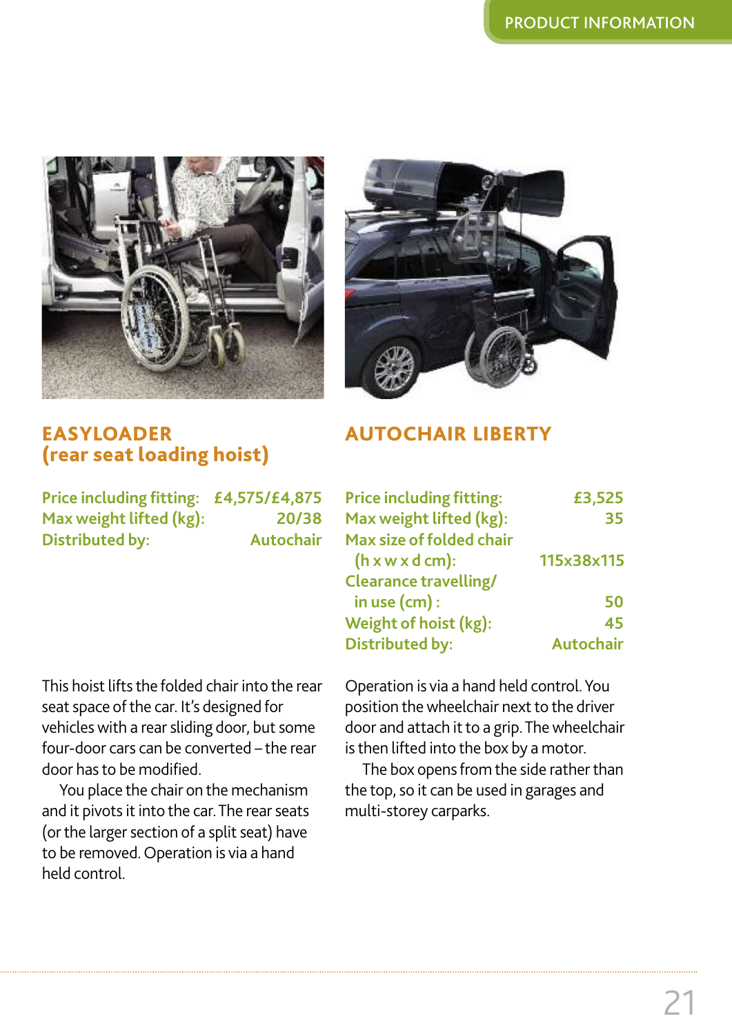## EASYLOADER (rear seat loading hoist)

| | |
|---|---|
| Price including fitting: | £4,575/£4,875 |
| Max weight lifted (kg): | 20/38 |
| Distributed by: | Autochair |

This hoist lifts the folded chair into the rear seat space of the car. It's designed for vehicles with a rear sliding door, but some four-door cars can be converted – the rear door has to be modified.

You place the chair on the mechanism and it pivots into the car. The rear seats (or the larger section of a split seat) have to be removed. Operation is via a hand held control.

## AUTOCHAIR LIBERTY

| | |
|---|---|
| Price including fitting: | £3,525 |
| Max weight lifted (kg): | 35 |
| Max size of folded chair (h x w x d cm): | 115x38x115 |
| Clearance travelling/ in use (cm) : | 50 |
| Weight of hoist (kg): | 45 |
| Distributed by: | Autochair |

Operation is via a hand held control. You position the wheelchair next to the driver door and attach it to a grip. The wheelchair is then lifted into the box by a motor.

The box opens from the side rather than the top, so it can be used in garages and multi-storey carparks.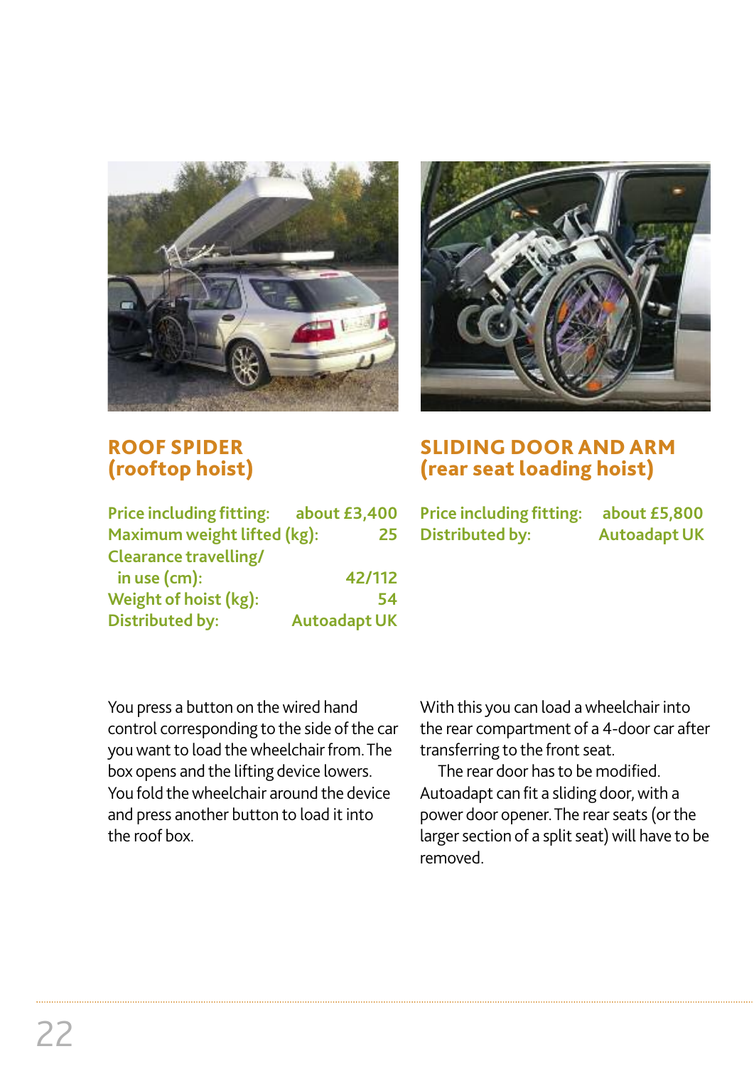## ROOF SPIDER (rooftop hoist)

| | |
|---|---|
| Price including fitting: | about £3,400 |
| Maximum weight lifted (kg): | 25 |
| Clearance travelling/ in use (cm): | 42/112 |
| Weight of hoist (kg): | 54 |
| Distributed by: | Autoadapt UK |

You press a button on the wired hand control corresponding to the side of the car you want to load the wheelchair from. The box opens and the lifting device lowers. You fold the wheelchair around the device and press another button to load it into the roof box.

## SLIDING DOOR AND ARM (rear seat loading hoist)

| | |
|---|---|
| Price including fitting: | about £5,800 |
| Distributed by: | Autoadapt UK |

With this you can load a wheelchair into the rear compartment of a 4-door car after transferring to the front seat.

The rear door has to be modified. Autoadapt can fit a sliding door, with a power door opener. The rear seats (or the larger section of a split seat) will have to be removed.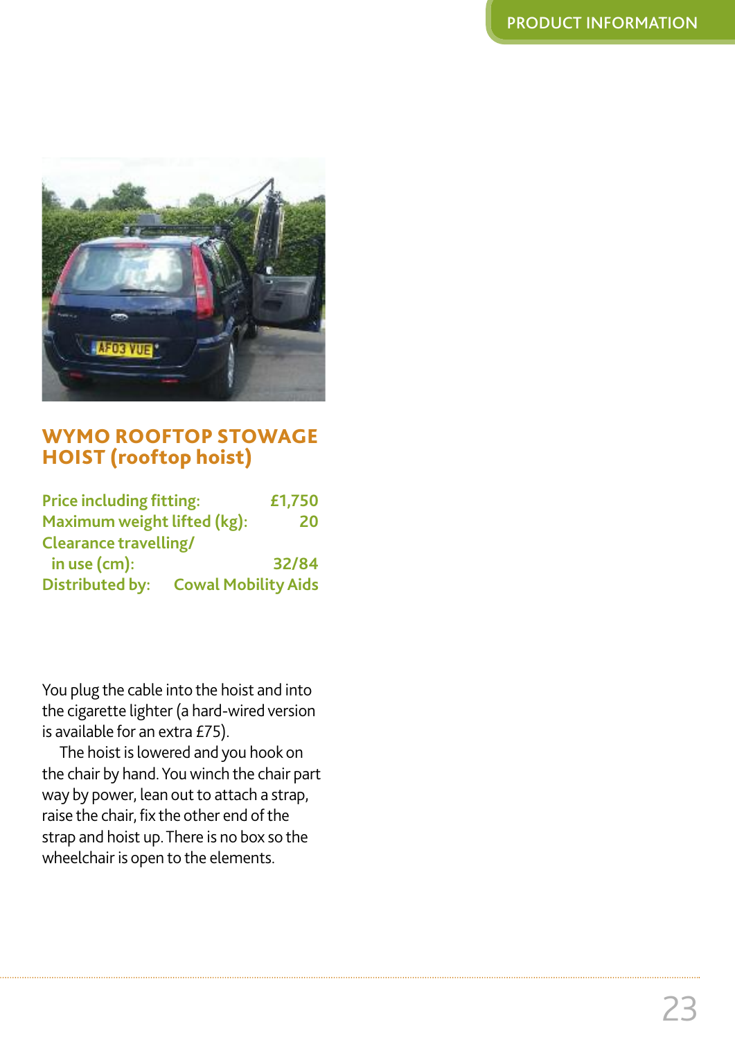## WYMO ROOFTOP STOWAGE HOIST (rooftop hoist)

| | |
|---|---|
| Price including fitting: | £1,750 |
| Maximum weight lifted (kg): | 20 |
| Clearance travelling/ in use (cm): | 32/84 |
| Distributed by: | Cowal Mobility Aids |

You plug the cable into the hoist and into the cigarette lighter (a hard-wired version is available for an extra £75).

The hoist is lowered and you hook on the chair by hand. You winch the chair part way by power, lean out to attach a strap, raise the chair, fix the other end of the strap and hoist up. There is no box so the wheelchair is open to the elements.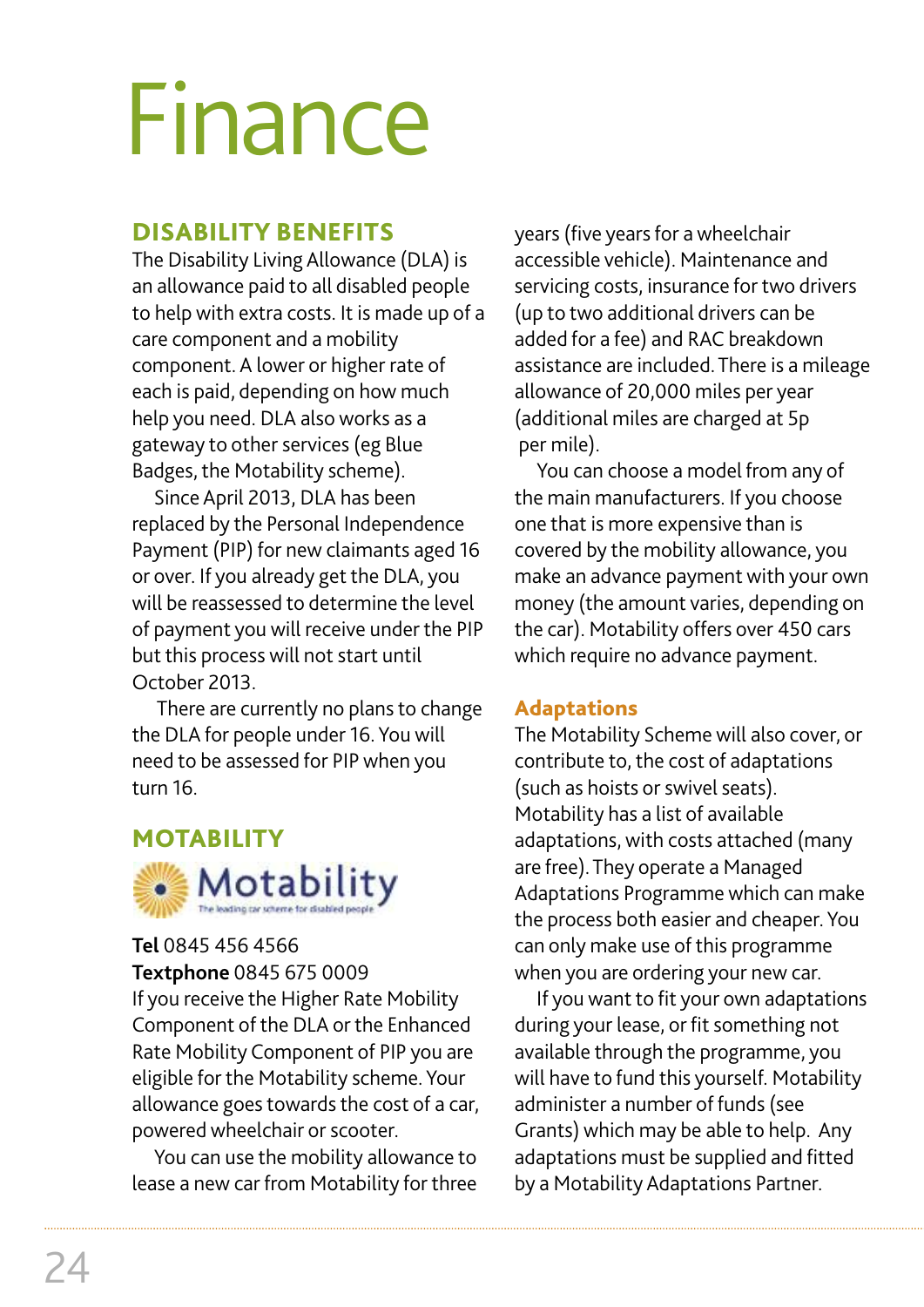# Finance

## DISABILITY BENEFITS

The Disability Living Allowance (DLA) is an allowance paid to all disabled people to help with extra costs. It is made up of a care component and a mobility component. A lower or higher rate of each is paid, depending on how much help you need. DLA also works as a gateway to other services (eg Blue Badges, the Motability scheme).

Since April 2013, DLA has been replaced by the Personal Independence Payment (PIP) for new claimants aged 16 or over. If you already get the DLA, you will be reassessed to determine the level of payment you will receive under the PIP but this process will not start until October 2013.

There are currently no plans to change the DLA for people under 16. You will need to be assessed for PIP when you turn 16.

## MOTABILITY

Motability
The leading car scheme for disabled people

**Tel** 0845 456 4566
**Textphone** 0845 675 0009

If you receive the Higher Rate Mobility Component of the DLA or the Enhanced Rate Mobility Component of PIP you are eligible for the Motability scheme. Your allowance goes towards the cost of a car, powered wheelchair or scooter.

You can use the mobility allowance to lease a new car from Motability for three years (five years for a wheelchair accessible vehicle). Maintenance and servicing costs, insurance for two drivers (up to two additional drivers can be added for a fee) and RAC breakdown assistance are included. There is a mileage allowance of 20,000 miles per year (additional miles are charged at 5p per mile).

You can choose a model from any of the main manufacturers. If you choose one that is more expensive than is covered by the mobility allowance, you make an advance payment with your own money (the amount varies, depending on the car). Motability offers over 450 cars which require no advance payment.

### Adaptations

The Motability Scheme will also cover, or contribute to, the cost of adaptations (such as hoists or swivel seats). Motability has a list of available adaptations, with costs attached (many are free). They operate a Managed Adaptations Programme which can make the process both easier and cheaper. You can only make use of this programme when you are ordering your new car.

If you want to fit your own adaptations during your lease, or fit something not available through the programme, you will have to fund this yourself. Motability administer a number of funds (see Grants) which may be able to help. Any adaptations must be supplied and fitted by a Motability Adaptations Partner.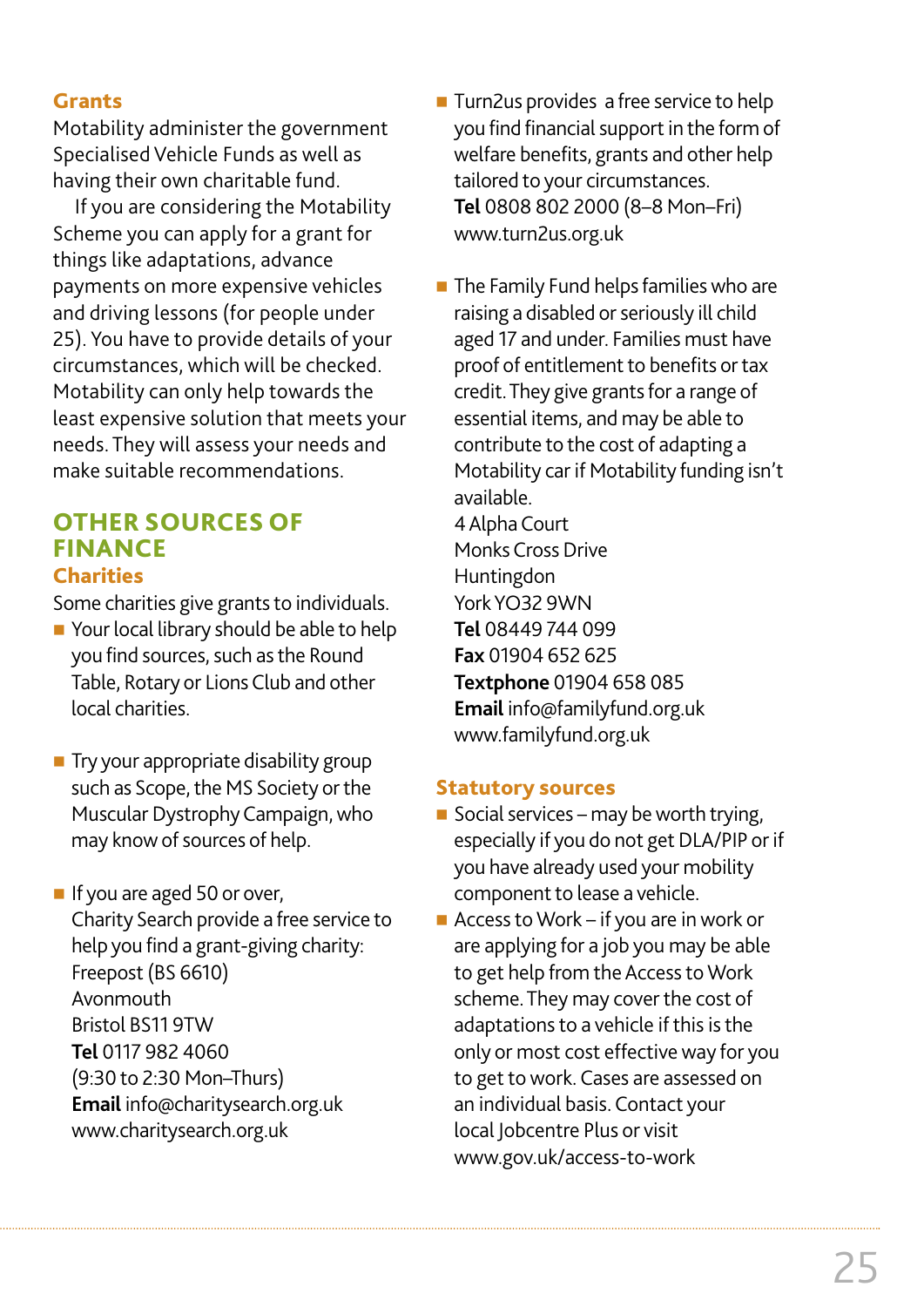### Grants

Motability administer the government Specialised Vehicle Funds as well as having their own charitable fund.

If you are considering the Motability Scheme you can apply for a grant for things like adaptations, advance payments on more expensive vehicles and driving lessons (for people under 25). You have to provide details of your circumstances, which will be checked. Motability can only help towards the least expensive solution that meets your needs. They will assess your needs and make suitable recommendations.

## OTHER SOURCES OF FINANCE

### Charities

Some charities give grants to individuals.

- Your local library should be able to help you find sources, such as the Round Table, Rotary or Lions Club and other local charities.

- Try your appropriate disability group such as Scope, the MS Society or the Muscular Dystrophy Campaign, who may know of sources of help.

- If you are aged 50 or over, Charity Search provide a free service to help you find a grant-giving charity:
  Freepost (BS 6610)
  Avonmouth
  Bristol BS11 9TW
  **Tel** 0117 982 4060
  (9:30 to 2:30 Mon–Thurs)
  **Email** info@charitysearch.org.uk
  www.charitysearch.org.uk

- Turn2us provides a free service to help you find financial support in the form of welfare benefits, grants and other help tailored to your circumstances.
  **Tel** 0808 802 2000 (8–8 Mon–Fri)
  www.turn2us.org.uk

- The Family Fund helps families who are raising a disabled or seriously ill child aged 17 and under. Families must have proof of entitlement to benefits or tax credit. They give grants for a range of essential items, and may be able to contribute to the cost of adapting a Motability car if Motability funding isn't available.
  4 Alpha Court
  Monks Cross Drive
  Huntingdon
  York YO32 9WN
  **Tel** 08449 744 099
  **Fax** 01904 652 625
  **Textphone** 01904 658 085
  **Email** info@familyfund.org.uk
  www.familyfund.org.uk

### Statutory sources

- Social services – may be worth trying, especially if you do not get DLA/PIP or if you have already used your mobility component to lease a vehicle.
- Access to Work – if you are in work or are applying for a job you may be able to get help from the Access to Work scheme. They may cover the cost of adaptations to a vehicle if this is the only or most cost effective way for you to get to work. Cases are assessed on an individual basis. Contact your local Jobcentre Plus or visit www.gov.uk/access-to-work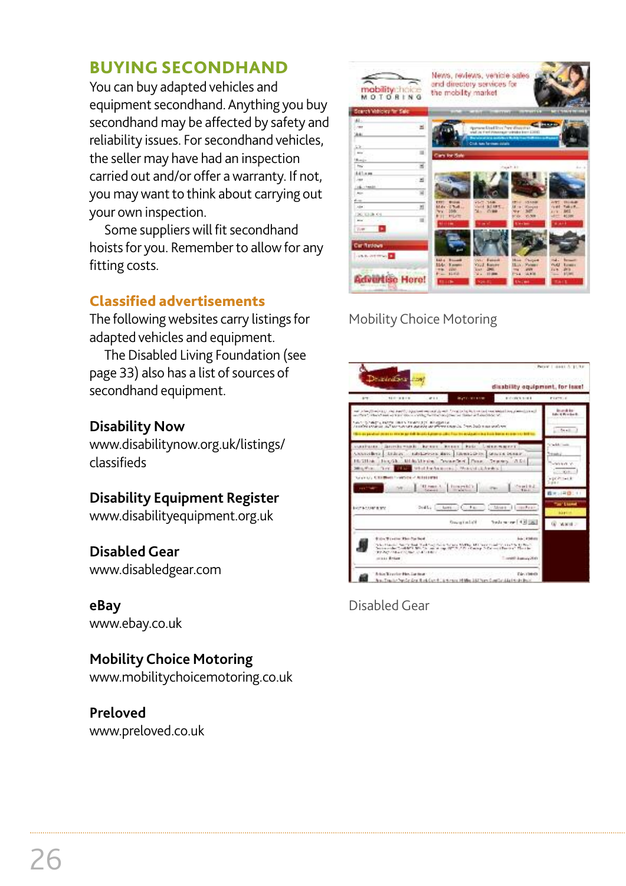## BUYING SECONDHAND

You can buy adapted vehicles and equipment secondhand. Anything you buy secondhand may be affected by safety and reliability issues. For secondhand vehicles, the seller may have had an inspection carried out and/or offer a warranty. If not, you may want to think about carrying out your own inspection.

Some suppliers will fit secondhand hoists for you. Remember to allow for any fitting costs.

### Classified advertisements

The following websites carry listings for adapted vehicles and equipment.

The Disabled Living Foundation (see page 33) also has a list of sources of secondhand equipment.

**Disability Now**
www.disabilitynow.org.uk/listings/classifieds

**Disability Equipment Register**
www.disabilityequipment.org.uk

**Disabled Gear**
www.disabledgear.com

**eBay**
www.ebay.co.uk

**Mobility Choice Motoring**
www.mobilitychoicemotoring.co.uk

**Preloved**
www.preloved.co.uk

Mobility Choice Motoring

Disabled Gear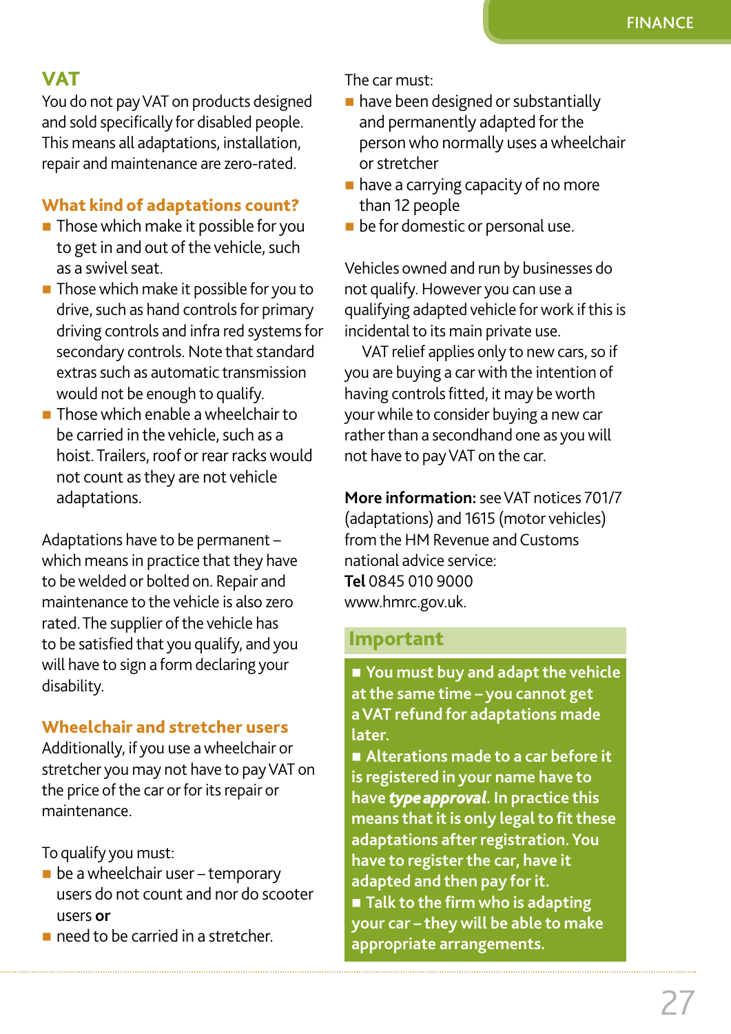## VAT

You do not pay VAT on products designed and sold specifically for disabled people. This means all adaptations, installation, repair and maintenance are zero-rated.

### What kind of adaptations count?

- Those which make it possible for you to get in and out of the vehicle, such as a swivel seat.
- Those which make it possible for you to drive, such as hand controls for primary driving controls and infra red systems for secondary controls. Note that standard extras such as automatic transmission would not be enough to qualify.
- Those which enable a wheelchair to be carried in the vehicle, such as a hoist. Trailers, roof or rear racks would not count as they are not vehicle adaptations.

Adaptations have to be permanent – which means in practice that they have to be welded or bolted on. Repair and maintenance to the vehicle is also zero rated. The supplier of the vehicle has to be satisfied that you qualify, and you will have to sign a form declaring your disability.

### Wheelchair and stretcher users

Additionally, if you use a wheelchair or stretcher you may not have to pay VAT on the price of the car or for its repair or maintenance.

To qualify you must:

- be a wheelchair user – temporary users do not count and nor do scooter users **or**
- need to be carried in a stretcher.

The car must:

- have been designed or substantially and permanently adapted for the person who normally uses a wheelchair or stretcher
- have a carrying capacity of no more than 12 people
- be for domestic or personal use.

Vehicles owned and run by businesses do not qualify. However you can use a qualifying adapted vehicle for work if this is incidental to its main private use.

VAT relief applies only to new cars, so if you are buying a car with the intention of having controls fitted, it may be worth your while to consider buying a new car rather than a secondhand one as you will not have to pay VAT on the car.

**More information:** see VAT notices 701/7 (adaptations) and 1615 (motor vehicles) from the HM Revenue and Customs national advice service:
**Tel** 0845 010 9000
www.hmrc.gov.uk.

### Important

- **You must buy and adapt the vehicle at the same time – you cannot get a VAT refund for adaptations made later.**
- **Alterations made to a car before it is registered in your name have to have *type approval*. In practice this means that it is only legal to fit these adaptations after registration. You have to register the car, have it adapted and then pay for it.**
- **Talk to the firm who is adapting your car – they will be able to make appropriate arrangements.**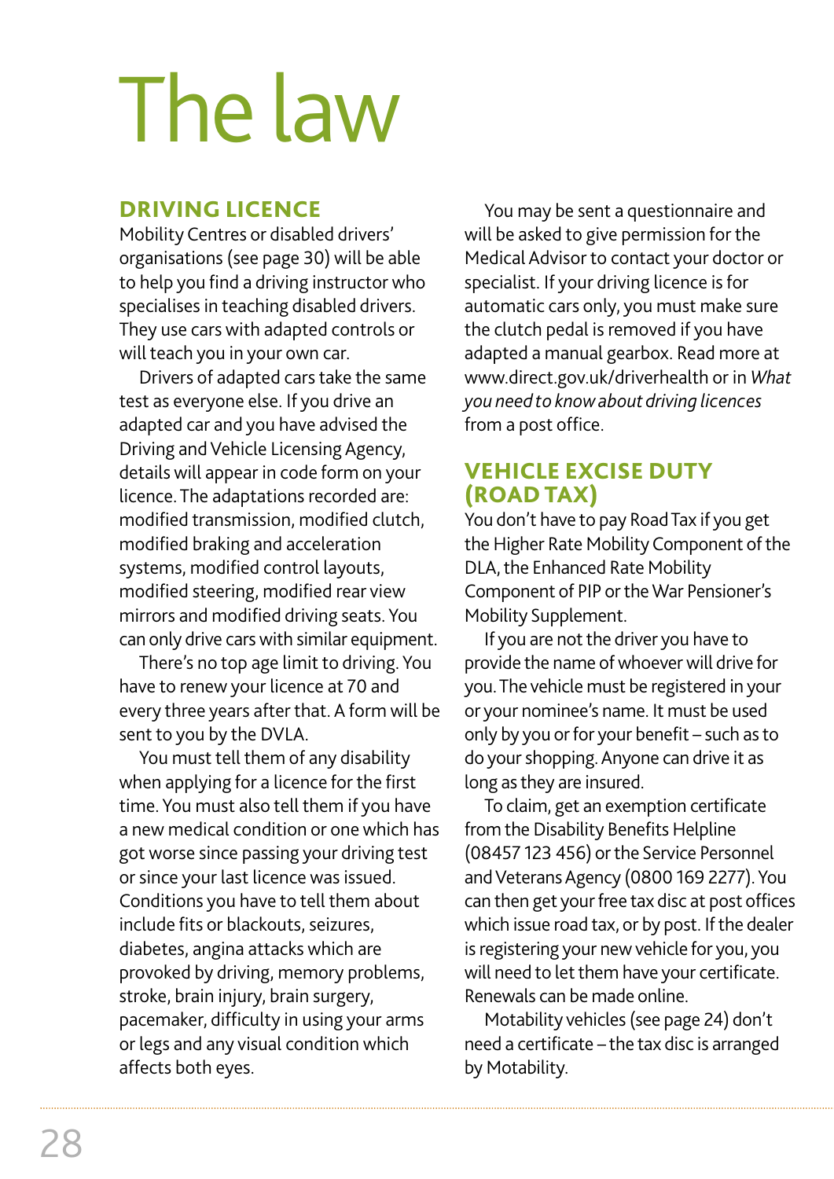# The law

## DRIVING LICENCE

Mobility Centres or disabled drivers' organisations (see page 30) will be able to help you find a driving instructor who specialises in teaching disabled drivers. They use cars with adapted controls or will teach you in your own car.

Drivers of adapted cars take the same test as everyone else. If you drive an adapted car and you have advised the Driving and Vehicle Licensing Agency, details will appear in code form on your licence. The adaptations recorded are: modified transmission, modified clutch, modified braking and acceleration systems, modified control layouts, modified steering, modified rear view mirrors and modified driving seats. You can only drive cars with similar equipment.

There's no top age limit to driving. You have to renew your licence at 70 and every three years after that. A form will be sent to you by the DVLA.

You must tell them of any disability when applying for a licence for the first time. You must also tell them if you have a new medical condition or one which has got worse since passing your driving test or since your last licence was issued. Conditions you have to tell them about include fits or blackouts, seizures, diabetes, angina attacks which are provoked by driving, memory problems, stroke, brain injury, brain surgery, pacemaker, difficulty in using your arms or legs and any visual condition which affects both eyes.

You may be sent a questionnaire and will be asked to give permission for the Medical Advisor to contact your doctor or specialist. If your driving licence is for automatic cars only, you must make sure the clutch pedal is removed if you have adapted a manual gearbox. Read more at www.direct.gov.uk/driverhealth or in *What you need to know about driving licences* from a post office.

## VEHICLE EXCISE DUTY (ROAD TAX)

You don't have to pay Road Tax if you get the Higher Rate Mobility Component of the DLA, the Enhanced Rate Mobility Component of PIP or the War Pensioner's Mobility Supplement.

If you are not the driver you have to provide the name of whoever will drive for you. The vehicle must be registered in your or your nominee's name. It must be used only by you or for your benefit – such as to do your shopping. Anyone can drive it as long as they are insured.

To claim, get an exemption certificate from the Disability Benefits Helpline (08457 123 456) or the Service Personnel and Veterans Agency (0800 169 2277). You can then get your free tax disc at post offices which issue road tax, or by post. If the dealer is registering your new vehicle for you, you will need to let them have your certificate. Renewals can be made online.

Motability vehicles (see page 24) don't need a certificate – the tax disc is arranged by Motability.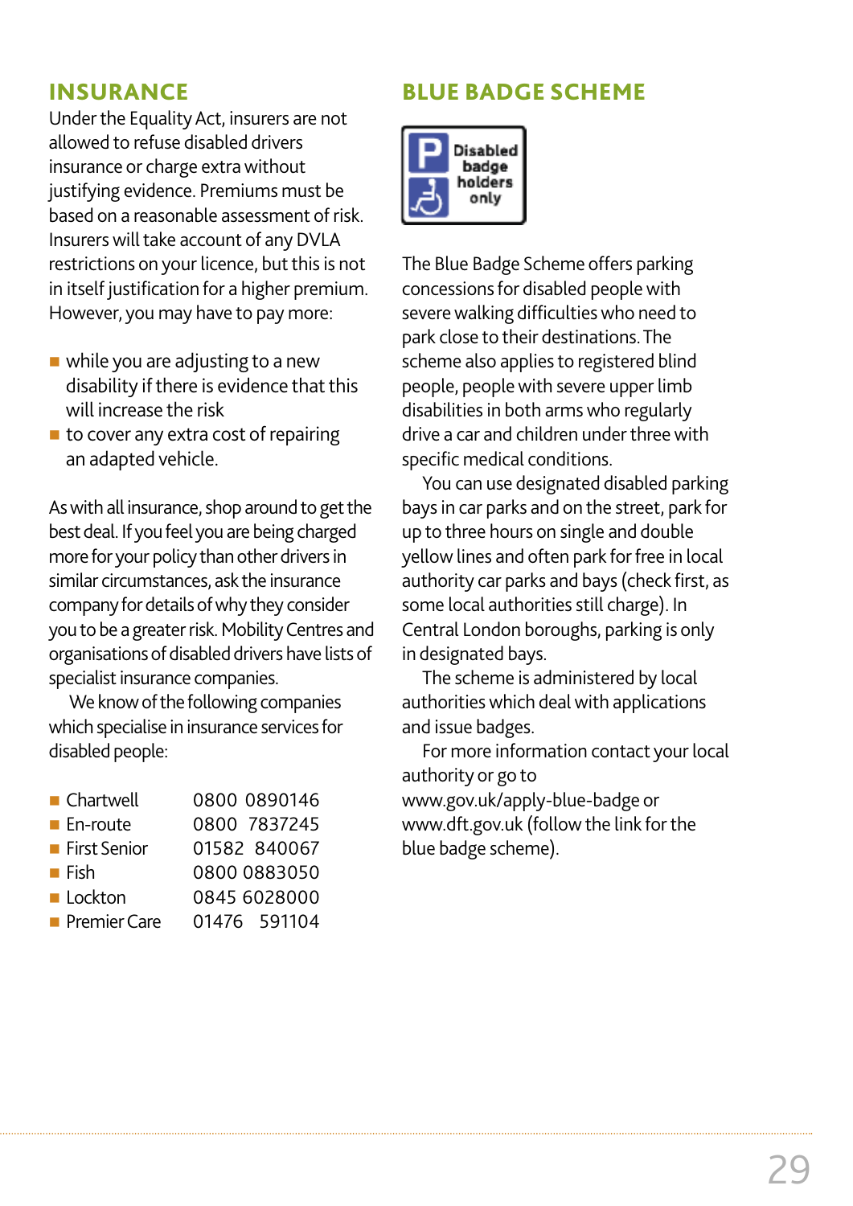## INSURANCE

Under the Equality Act, insurers are not allowed to refuse disabled drivers insurance or charge extra without justifying evidence. Premiums must be based on a reasonable assessment of risk. Insurers will take account of any DVLA restrictions on your licence, but this is not in itself justification for a higher premium. However, you may have to pay more:

- while you are adjusting to a new disability if there is evidence that this will increase the risk
- to cover any extra cost of repairing an adapted vehicle.

As with all insurance, shop around to get the best deal. If you feel you are being charged more for your policy than other drivers in similar circumstances, ask the insurance company for details of why they consider you to be a greater risk. Mobility Centres and organisations of disabled drivers have lists of specialist insurance companies.

We know of the following companies which specialise in insurance services for disabled people:

- Chartwell 0800 0890146
- En-route 0800 7837245
- First Senior 01582 840067
- Fish 0800 0883050
- Lockton 0845 6028000
- Premier Care 01476 591104

## BLUE BADGE SCHEME

P Disabled badge holders only

The Blue Badge Scheme offers parking concessions for disabled people with severe walking difficulties who need to park close to their destinations. The scheme also applies to registered blind people, people with severe upper limb disabilities in both arms who regularly drive a car and children under three with specific medical conditions.

You can use designated disabled parking bays in car parks and on the street, park for up to three hours on single and double yellow lines and often park for free in local authority car parks and bays (check first, as some local authorities still charge). In Central London boroughs, parking is only in designated bays.

The scheme is administered by local authorities which deal with applications and issue badges.

For more information contact your local authority or go to www.gov.uk/apply-blue-badge or www.dft.gov.uk (follow the link for the blue badge scheme).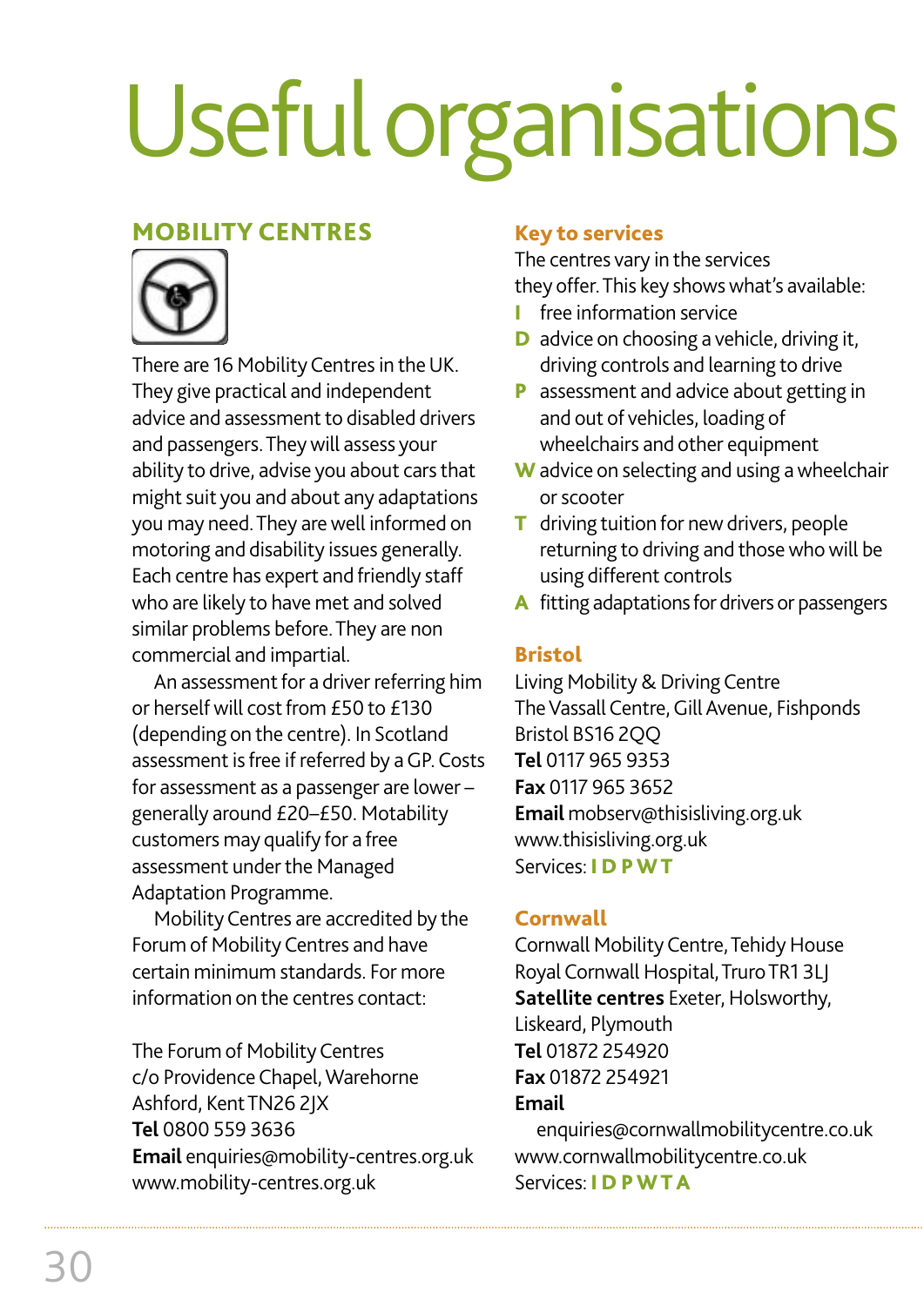# Useful organisations

## MOBILITY CENTRES

There are 16 Mobility Centres in the UK. They give practical and independent advice and assessment to disabled drivers and passengers. They will assess your ability to drive, advise you about cars that might suit you and about any adaptations you may need. They are well informed on motoring and disability issues generally. Each centre has expert and friendly staff who are likely to have met and solved similar problems before. They are non commercial and impartial.

An assessment for a driver referring him or herself will cost from £50 to £130 (depending on the centre). In Scotland assessment is free if referred by a GP. Costs for assessment as a passenger are lower – generally around £20–£50. Motability customers may qualify for a free assessment under the Managed Adaptation Programme.

Mobility Centres are accredited by the Forum of Mobility Centres and have certain minimum standards. For more information on the centres contact:

The Forum of Mobility Centres
c/o Providence Chapel, Warehorne
Ashford, Kent TN26 2JX
**Tel** 0800 559 3636
**Email** enquiries@mobility-centres.org.uk
www.mobility-centres.org.uk

### Key to services

The centres vary in the services they offer. This key shows what's available:

- **I** free information service
- **D** advice on choosing a vehicle, driving it, driving controls and learning to drive
- **P** assessment and advice about getting in and out of vehicles, loading of wheelchairs and other equipment
- **W** advice on selecting and using a wheelchair or scooter
- **T** driving tuition for new drivers, people returning to driving and those who will be using different controls
- **A** fitting adaptations for drivers or passengers

### Bristol

Living Mobility & Driving Centre
The Vassall Centre, Gill Avenue, Fishponds
Bristol BS16 2QQ
**Tel** 0117 965 9353
**Fax** 0117 965 3652
**Email** mobserv@thisisliving.org.uk
www.thisisliving.org.uk
Services: **I D P W T**

### Cornwall

Cornwall Mobility Centre, Tehidy House
Royal Cornwall Hospital, Truro TR1 3LJ
**Satellite centres** Exeter, Holsworthy, Liskeard, Plymouth
**Tel** 01872 254920
**Fax** 01872 254921
**Email** enquiries@cornwallmobilitycentre.co.uk
www.cornwallmobilitycentre.co.uk
Services: **I D P W T A**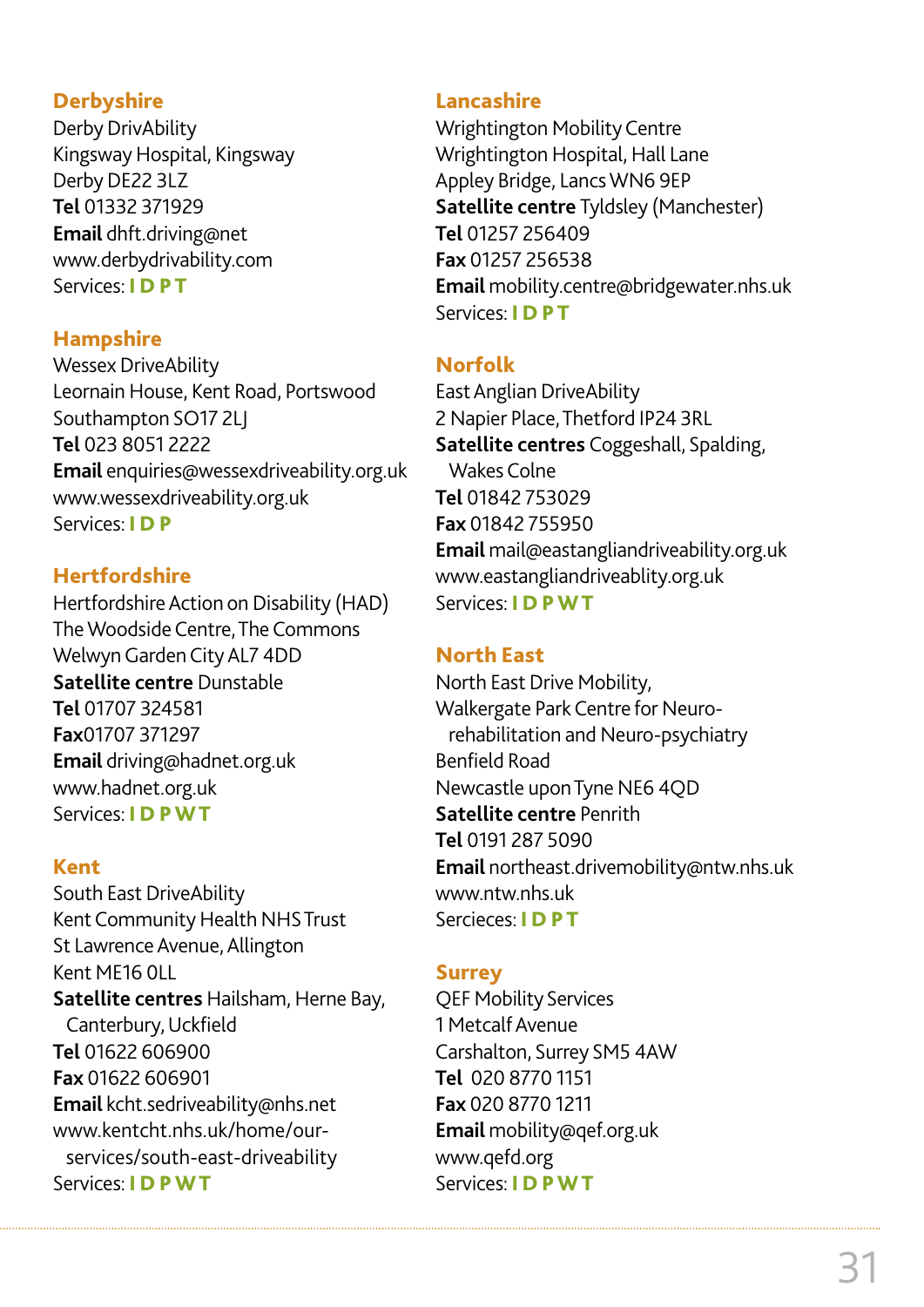### Derbyshire

Derby DrivAbility
Kingsway Hospital, Kingsway
Derby DE22 3LZ
**Tel** 01332 371929
**Email** dhft.driving@net
www.derbydrivability.com
Services: **I D P T**

### Hampshire

Wessex DriveAbility
Leornain House, Kent Road, Portswood
Southampton SO17 2LJ
**Tel** 023 8051 2222
**Email** enquiries@wessexdriveability.org.uk
www.wessexdriveability.org.uk
Services: **I D P**

### Hertfordshire

Hertfordshire Action on Disability (HAD)
The Woodside Centre, The Commons
Welwyn Garden City AL7 4DD
**Satellite centre** Dunstable
**Tel** 01707 324581
**Fax**01707 371297
**Email** driving@hadnet.org.uk
www.hadnet.org.uk
Services: **I D P W T**

### Kent

South East DriveAbility
Kent Community Health NHS Trust
St Lawrence Avenue, Allington
Kent ME16 0LL
**Satellite centres** Hailsham, Herne Bay, Canterbury, Uckfield
**Tel** 01622 606900
**Fax** 01622 606901
**Email** kcht.sedriveability@nhs.net
www.kentcht.nhs.uk/home/our-services/south-east-driveability
Services: **I D P W T**

### Lancashire

Wrightington Mobility Centre
Wrightington Hospital, Hall Lane
Appley Bridge, Lancs WN6 9EP
**Satellite centre** Tyldsley (Manchester)
**Tel** 01257 256409
**Fax** 01257 256538
**Email** mobility.centre@bridgewater.nhs.uk
Services: **I D P T**

### Norfolk

East Anglian DriveAbility
2 Napier Place, Thetford IP24 3RL
**Satellite centres** Coggeshall, Spalding, Wakes Colne
**Tel** 01842 753029
**Fax** 01842 755950
**Email** mail@eastangliandriveability.org.uk
www.eastangliandriveablity.org.uk
Services: **I D P W T**

### North East

North East Drive Mobility,
Walkergate Park Centre for Neuro-rehabilitation and Neuro-psychiatry
Benfield Road
Newcastle upon Tyne NE6 4QD
**Satellite centre** Penrith
**Tel** 0191 287 5090
**Email** northeast.drivemobility@ntw.nhs.uk
www.ntw.nhs.uk
Sercieces: **I D P T**

### Surrey

QEF Mobility Services
1 Metcalf Avenue
Carshalton, Surrey SM5 4AW
**Tel** 020 8770 1151
**Fax** 020 8770 1211
**Email** mobility@qef.org.uk
www.qefd.org
Services: **I D P W T**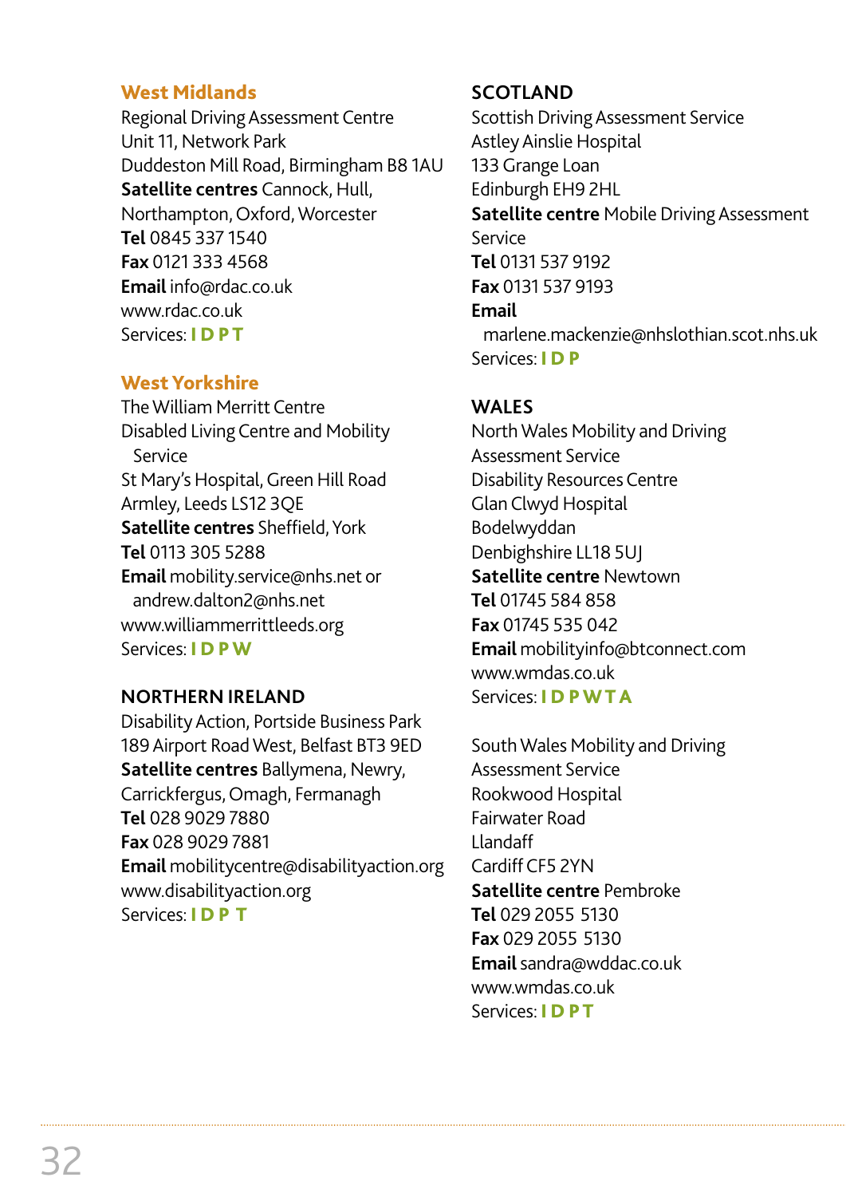### West Midlands

Regional Driving Assessment Centre
Unit 11, Network Park
Duddeston Mill Road, Birmingham B8 1AU
**Satellite centres** Cannock, Hull, Northampton, Oxford, Worcester
**Tel** 0845 337 1540
**Fax** 0121 333 4568
**Email** info@rdac.co.uk
www.rdac.co.uk
Services: **I D P T**

### West Yorkshire

The William Merritt Centre
Disabled Living Centre and Mobility Service
St Mary's Hospital, Green Hill Road
Armley, Leeds LS12 3QE
**Satellite centres** Sheffield, York
**Tel** 0113 305 5288
**Email** mobility.service@nhs.net or andrew.dalton2@nhs.net
www.williammerrittleeds.org
Services: **I D P W**

### NORTHERN IRELAND

Disability Action, Portside Business Park
189 Airport Road West, Belfast BT3 9ED
**Satellite centres** Ballymena, Newry, Carrickfergus, Omagh, Fermanagh
**Tel** 028 9029 7880
**Fax** 028 9029 7881
**Email** mobilitycentre@disabilityaction.org
www.disabilityaction.org
Services: **I D P T**

### SCOTLAND

Scottish Driving Assessment Service
Astley Ainslie Hospital
133 Grange Loan
Edinburgh EH9 2HL
**Satellite centre** Mobile Driving Assessment Service
**Tel** 0131 537 9192
**Fax** 0131 537 9193
**Email** marlene.mackenzie@nhslothian.scot.nhs.uk
Services: **I D P**

### WALES

North Wales Mobility and Driving Assessment Service
Disability Resources Centre
Glan Clwyd Hospital
Bodelwyddan
Denbighshire LL18 5UJ
**Satellite centre** Newtown
**Tel** 01745 584 858
**Fax** 01745 535 042
**Email** mobilityinfo@btconnect.com
www.wmdas.co.uk
Services: **I D P W T A**

South Wales Mobility and Driving Assessment Service
Rookwood Hospital
Fairwater Road
Llandaff
Cardiff CF5 2YN
**Satellite centre** Pembroke
**Tel** 029 2055 5130
**Fax** 029 2055 5130
**Email** sandra@wddac.co.uk
www.wmdas.co.uk
Services: **I D P T**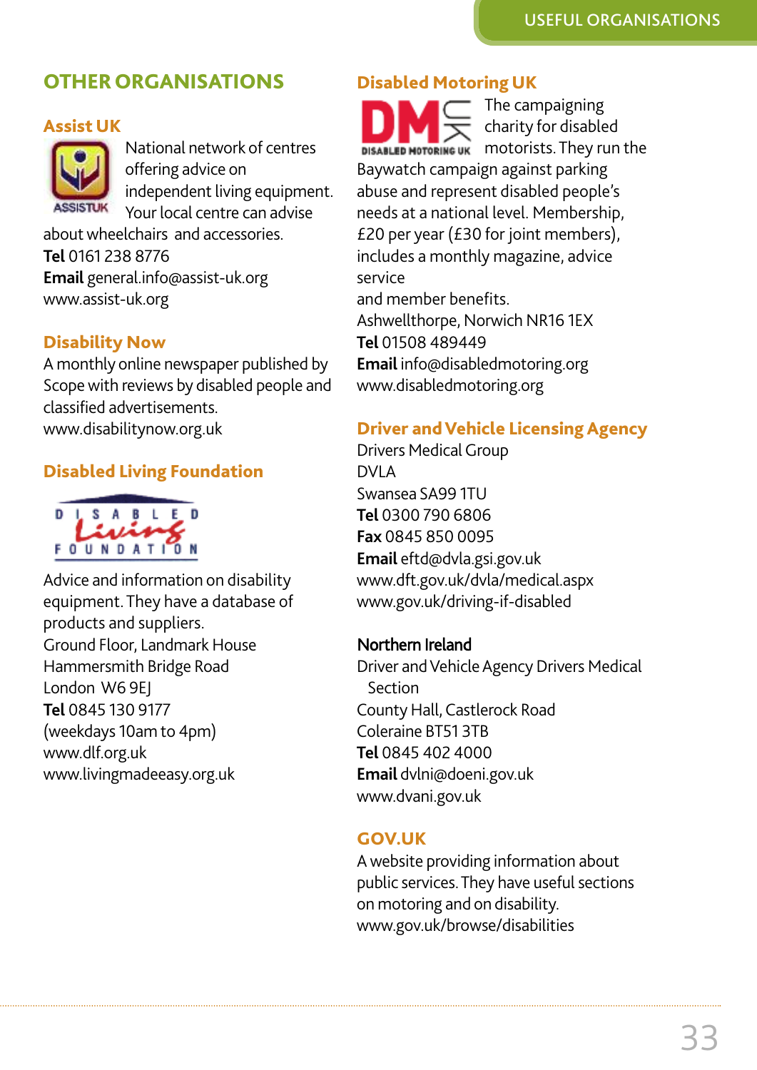## OTHER ORGANISATIONS

### Assist UK

National network of centres offering advice on independent living equipment. Your local centre can advise about wheelchairs and accessories.
**Tel** 0161 238 8776
**Email** general.info@assist-uk.org
www.assist-uk.org

### Disability Now

A monthly online newspaper published by Scope with reviews by disabled people and classified advertisements.
www.disabilitynow.org.uk

### Disabled Living Foundation

Advice and information on disability equipment. They have a database of products and suppliers.
Ground Floor, Landmark House
Hammersmith Bridge Road
London W6 9EJ
**Tel** 0845 130 9177
(weekdays 10am to 4pm)
www.dlf.org.uk
www.livingmadeeasy.org.uk

### Disabled Motoring UK

The campaigning charity for disabled motorists. They run the Baywatch campaign against parking abuse and represent disabled people's needs at a national level. Membership, £20 per year (£30 for joint members), includes a monthly magazine, advice service
and member benefits.
Ashwellthorpe, Norwich NR16 1EX
**Tel** 01508 489449
**Email** info@disabledmotoring.org
www.disabledmotoring.org

### Driver and Vehicle Licensing Agency

Drivers Medical Group
DVLA
Swansea SA99 1TU
**Tel** 0300 790 6806
**Fax** 0845 850 0095
**Email** eftd@dvla.gsi.gov.uk
www.dft.gov.uk/dvla/medical.aspx
www.gov.uk/driving-if-disabled

#### Northern Ireland

Driver and Vehicle Agency Drivers Medical Section
County Hall, Castlerock Road
Coleraine BT51 3TB
**Tel** 0845 402 4000
**Email** dvlni@doeni.gov.uk
www.dvani.gov.uk

### GOV.UK

A website providing information about public services. They have useful sections on motoring and on disability.
www.gov.uk/browse/disabilities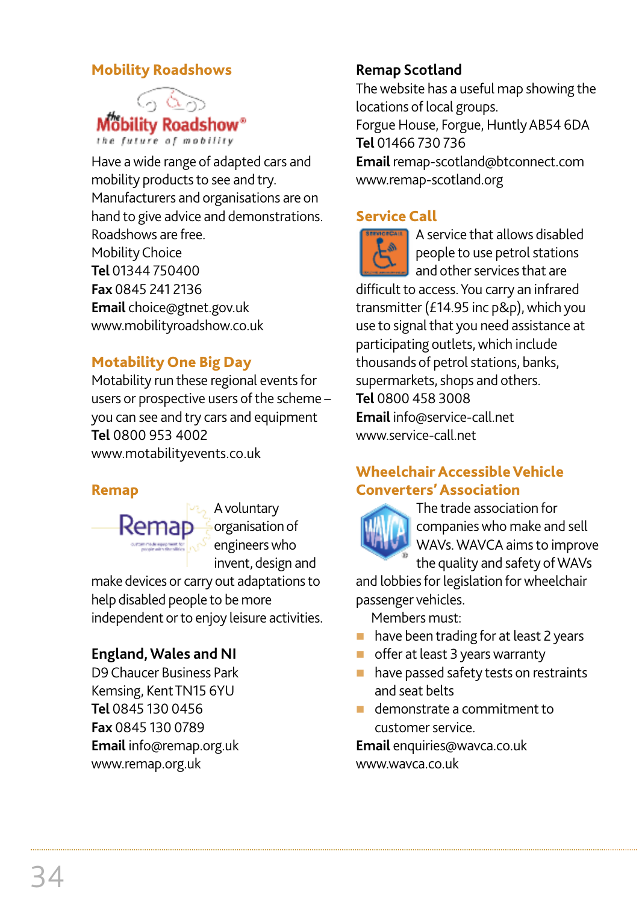## Mobility Roadshows

Have a wide range of adapted cars and mobility products to see and try. Manufacturers and organisations are on hand to give advice and demonstrations. Roadshows are free.

Mobility Choice
**Tel** 01344 750400
**Fax** 0845 241 2136
**Email** choice@gtnet.gov.uk
www.mobilityroadshow.co.uk

## Motability One Big Day

Motability run these regional events for users or prospective users of the scheme – you can see and try cars and equipment
**Tel** 0800 953 4002
www.motabilityevents.co.uk

## Remap

A voluntary organisation of engineers who invent, design and make devices or carry out adaptations to help disabled people to be more independent or to enjoy leisure activities.

**England, Wales and NI**
D9 Chaucer Business Park
Kemsing, Kent TN15 6YU
**Tel** 0845 130 0456
**Fax** 0845 130 0789
**Email** info@remap.org.uk
www.remap.org.uk

**Remap Scotland**
The website has a useful map showing the locations of local groups.
Forgue House, Forgue, Huntly AB54 6DA
**Tel** 01466 730 736
**Email** remap-scotland@btconnect.com
www.remap-scotland.org

## Service Call

A service that allows disabled people to use petrol stations and other services that are difficult to access. You carry an infrared transmitter (£14.95 inc p&p), which you use to signal that you need assistance at participating outlets, which include thousands of petrol stations, banks, supermarkets, shops and others.
**Tel** 0800 458 3008
**Email** info@service-call.net
www.service-call.net

## Wheelchair Accessible Vehicle Converters' Association

The trade association for companies who make and sell WAVs. WAVCA aims to improve the quality and safety of WAVs and lobbies for legislation for wheelchair passenger vehicles.

Members must:

- have been trading for at least 2 years
- offer at least 3 years warranty
- have passed safety tests on restraints and seat belts
- demonstrate a commitment to customer service.

**Email** enquiries@wavca.co.uk
www.wavca.co.uk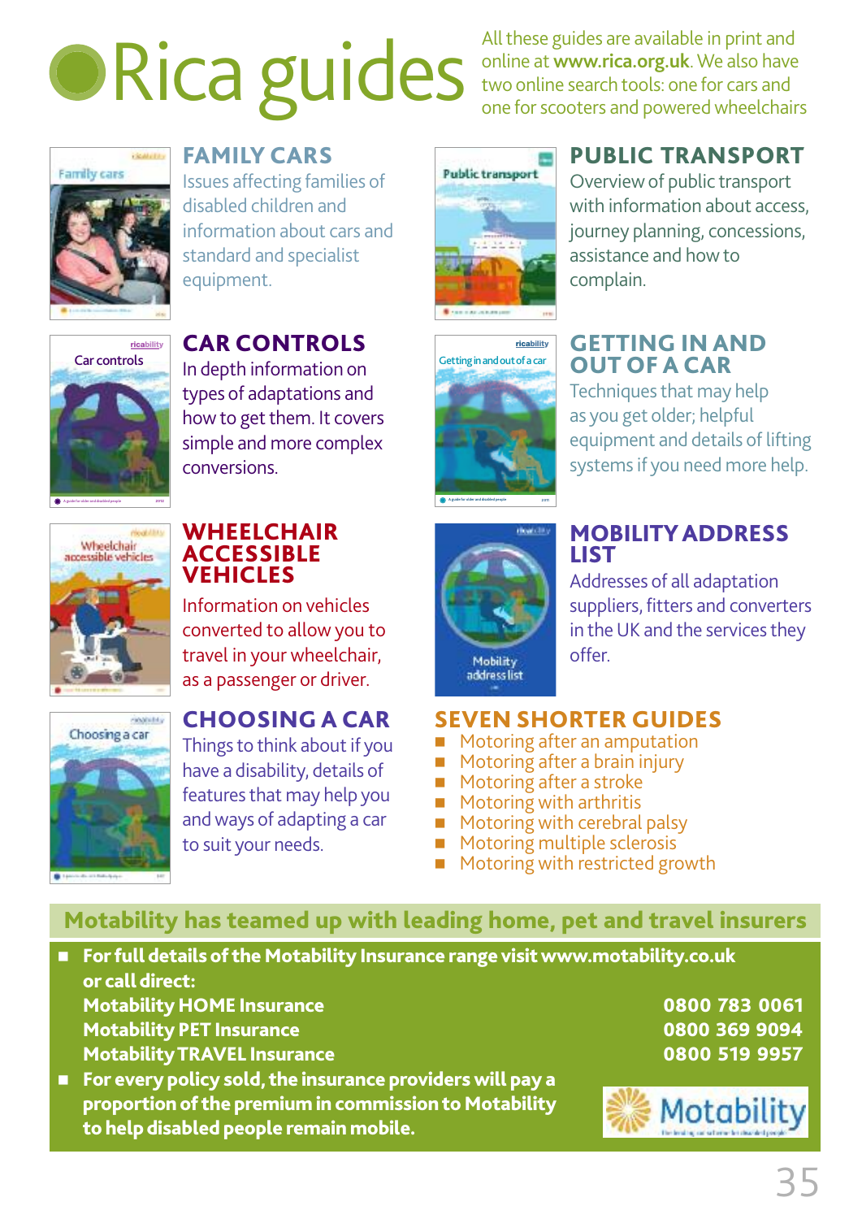# Rica guides

All these guides are available in print and online at **www.rica.org.uk**. We also have two online search tools: one for cars and one for scooters and powered wheelchairs

## FAMILY CARS

Issues affecting families of disabled children and information about cars and standard and specialist equipment.

## CAR CONTROLS

In depth information on types of adaptations and how to get them. It covers simple and more complex conversions.

## WHEELCHAIR ACCESSIBLE VEHICLES

Information on vehicles converted to allow you to travel in your wheelchair, as a passenger or driver.

## CHOOSING A CAR

Things to think about if you have a disability, details of features that may help you and ways of adapting a car to suit your needs.

## PUBLIC TRANSPORT

Overview of public transport with information about access, journey planning, concessions, assistance and how to complain.

## GETTING IN AND OUT OF A CAR

Techniques that may help as you get older; helpful equipment and details of lifting systems if you need more help.

## MOBILITY ADDRESS LIST

Addresses of all adaptation suppliers, fitters and converters in the UK and the services they offer.

## SEVEN SHORTER GUIDES

- Motoring after an amputation
- Motoring after a brain injury
- Motoring after a stroke
- Motoring with arthritis
- Motoring with cerebral palsy
- Motoring multiple sclerosis
- Motoring with restricted growth

## Motability has teamed up with leading home, pet and travel insurers

- **For full details of the Motability Insurance range visit www.motability.co.uk or call direct:**

  **Motability HOME Insurance** **0800 783 0061**
  **Motability PET Insurance** **0800 369 9094**
  **Motability TRAVEL Insurance** **0800 519 9957**

- **For every policy sold, the insurance providers will pay a proportion of the premium in commission to Motability to help disabled people remain mobile.**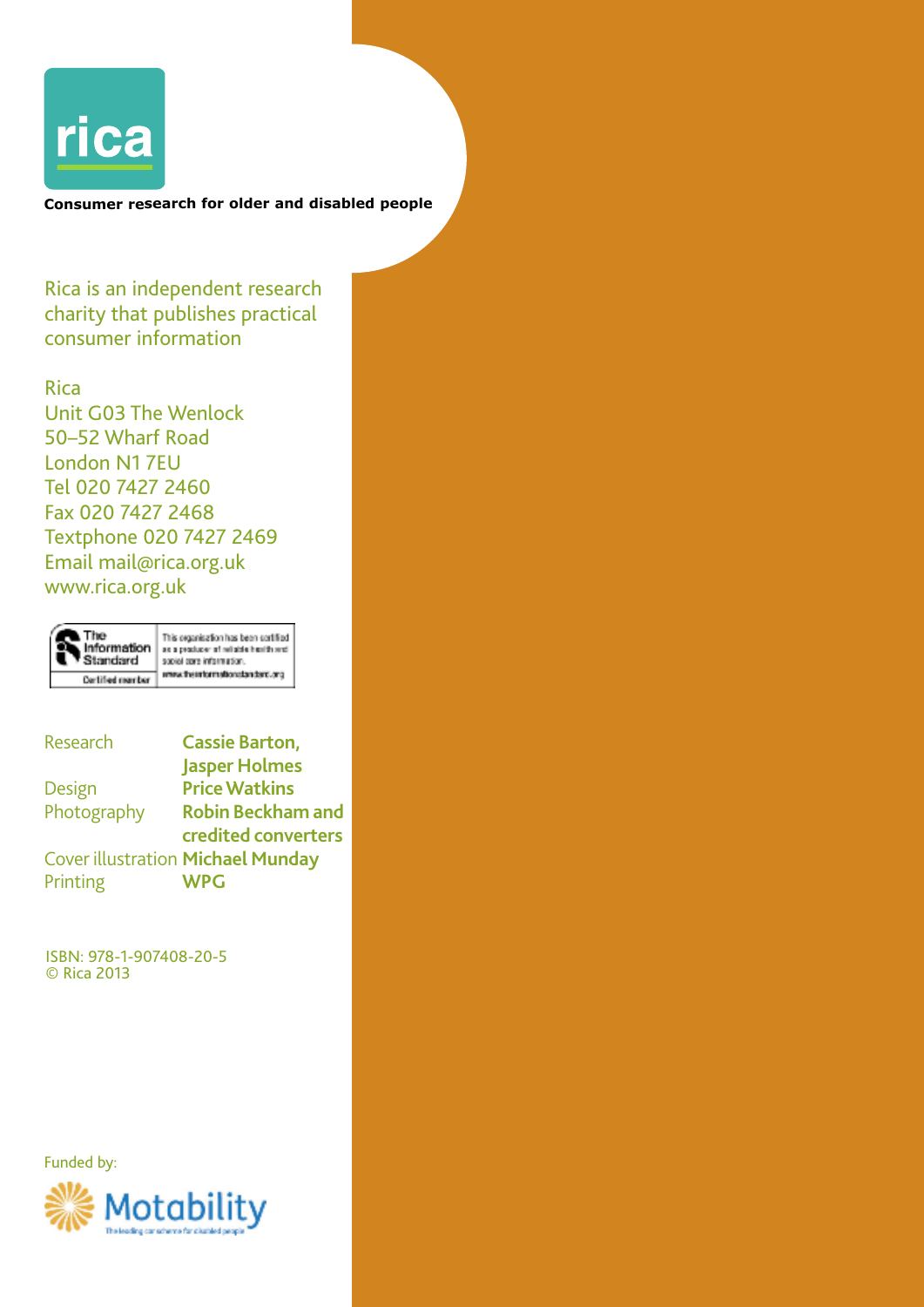rica

**Consumer research for older and disabled people**

Rica is an independent research charity that publishes practical consumer information

Rica
Unit G03 The Wenlock
50–52 Wharf Road
London N1 7EU
Tel 020 7427 2460
Fax 020 7427 2468
Textphone 020 7427 2469
Email mail@rica.org.uk
www.rica.org.uk

The Information Standard
Certified member
This organisation has been certified as a producer of reliable health and social care information.
www.theinformationstandard.org

| | |
|---|---|
| Research | **Cassie Barton, Jasper Holmes** |
| Design | **Price Watkins** |
| Photography | **Robin Beckham and credited converters** |
| Cover illustration | **Michael Munday** |
| Printing | **WPG** |

ISBN: 978-1-907408-20-5
© Rica 2013

Funded by:

Motability
The leading car scheme for disabled people